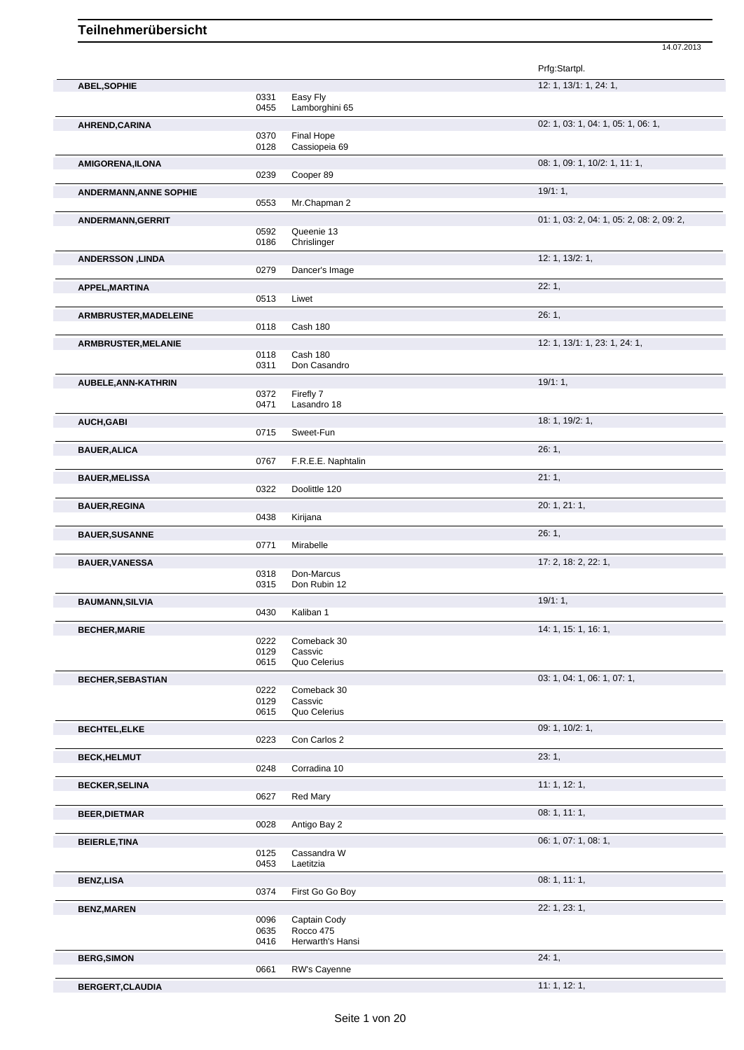# Teilnehmerübersicht

14.07.2013

| Name | Nr. | Pferd | Prfg:Startpl. |
|---|---|---|---|
| **ABEL,SOPHIE** | | | 12: 1, 13/1: 1, 24: 1, |
| | 0331 | Easy Fly | |
| | 0455 | Lamborghini 65 | |
| **AHREND,CARINA** | | | 02: 1, 03: 1, 04: 1, 05: 1, 06: 1, |
| | 0370 | Final Hope | |
| | 0128 | Cassiopeia 69 | |
| **AMIGORENA,ILONA** | | | 08: 1, 09: 1, 10/2: 1, 11: 1, |
| | 0239 | Cooper 89 | |
| **ANDERMANN,ANNE SOPHIE** | | | 19/1: 1, |
| | 0553 | Mr.Chapman 2 | |
| **ANDERMANN,GERRIT** | | | 01: 1, 03: 2, 04: 1, 05: 2, 08: 2, 09: 2, |
| | 0592 | Queenie 13 | |
| | 0186 | Chrislinger | |
| **ANDERSSON ,LINDA** | | | 12: 1, 13/2: 1, |
| | 0279 | Dancer's Image | |
| **APPEL,MARTINA** | | | 22: 1, |
| | 0513 | Liwet | |
| **ARMBRUSTER,MADELEINE** | | | 26: 1, |
| | 0118 | Cash 180 | |
| **ARMBRUSTER,MELANIE** | | | 12: 1, 13/1: 1, 23: 1, 24: 1, |
| | 0118 | Cash 180 | |
| | 0311 | Don Casandro | |
| **AUBELE,ANN-KATHRIN** | | | 19/1: 1, |
| | 0372 | Firefly 7 | |
| | 0471 | Lasandro 18 | |
| **AUCH,GABI** | | | 18: 1, 19/2: 1, |
| | 0715 | Sweet-Fun | |
| **BAUER,ALICA** | | | 26: 1, |
| | 0767 | F.R.E.E. Naphtalin | |
| **BAUER,MELISSA** | | | 21: 1, |
| | 0322 | Doolittle 120 | |
| **BAUER,REGINA** | | | 20: 1, 21: 1, |
| | 0438 | Kirijana | |
| **BAUER,SUSANNE** | | | 26: 1, |
| | 0771 | Mirabelle | |
| **BAUER,VANESSA** | | | 17: 2, 18: 2, 22: 1, |
| | 0318 | Don-Marcus | |
| | 0315 | Don Rubin 12 | |
| **BAUMANN,SILVIA** | | | 19/1: 1, |
| | 0430 | Kaliban 1 | |
| **BECHER,MARIE** | | | 14: 1, 15: 1, 16: 1, |
| | 0222 | Comeback 30 | |
| | 0129 | Cassvic | |
| | 0615 | Quo Celerius | |
| **BECHER,SEBASTIAN** | | | 03: 1, 04: 1, 06: 1, 07: 1, |
| | 0222 | Comeback 30 | |
| | 0129 | Cassvic | |
| | 0615 | Quo Celerius | |
| **BECHTEL,ELKE** | | | 09: 1, 10/2: 1, |
| | 0223 | Con Carlos 2 | |
| **BECK,HELMUT** | | | 23: 1, |
| | 0248 | Corradina 10 | |
| **BECKER,SELINA** | | | 11: 1, 12: 1, |
| | 0627 | Red Mary | |
| **BEER,DIETMAR** | | | 08: 1, 11: 1, |
| | 0028 | Antigo Bay 2 | |
| **BEIERLE,TINA** | | | 06: 1, 07: 1, 08: 1, |
| | 0125 | Cassandra W | |
| | 0453 | Laetitzia | |
| **BENZ,LISA** | | | 08: 1, 11: 1, |
| | 0374 | First Go Go Boy | |
| **BENZ,MAREN** | | | 22: 1, 23: 1, |
| | 0096 | Captain Cody | |
| | 0635 | Rocco 475 | |
| | 0416 | Herwarth's Hansi | |
| **BERG,SIMON** | | | 24: 1, |
| | 0661 | RW's Cayenne | |
| **BERGERT,CLAUDIA** | | | 11: 1, 12: 1, |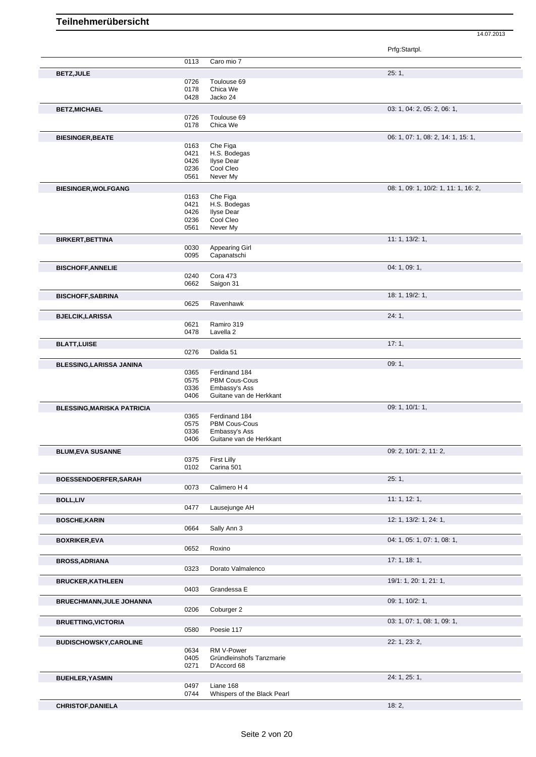# Teilnehmerübersicht

14.07.2013

| Name | Nr. | Pferd | Prfg:Startpl. |
|---|---|---|---|
| | 0113 | Caro mio 7 | |
| **BETZ,JULE** | | | 25: 1, |
| | 0726 | Toulouse 69 | |
| | 0178 | Chica We | |
| | 0428 | Jacko 24 | |
| **BETZ,MICHAEL** | | | 03: 1, 04: 2, 05: 2, 06: 1, |
| | 0726 | Toulouse 69 | |
| | 0178 | Chica We | |
| **BIESINGER,BEATE** | | | 06: 1, 07: 1, 08: 2, 14: 1, 15: 1, |
| | 0163 | Che Figa | |
| | 0421 | H.S. Bodegas | |
| | 0426 | Ilyse Dear | |
| | 0236 | Cool Cleo | |
| | 0561 | Never My | |
| **BIESINGER,WOLFGANG** | | | 08: 1, 09: 1, 10/2: 1, 11: 1, 16: 2, |
| | 0163 | Che Figa | |
| | 0421 | H.S. Bodegas | |
| | 0426 | Ilyse Dear | |
| | 0236 | Cool Cleo | |
| | 0561 | Never My | |
| **BIRKERT,BETTINA** | | | 11: 1, 13/2: 1, |
| | 0030 | Appearing Girl | |
| | 0095 | Capanatschi | |
| **BISCHOFF,ANNELIE** | | | 04: 1, 09: 1, |
| | 0240 | Cora 473 | |
| | 0662 | Saigon 31 | |
| **BISCHOFF,SABRINA** | | | 18: 1, 19/2: 1, |
| | 0625 | Ravenhawk | |
| **BJELCIK,LARISSA** | | | 24: 1, |
| | 0621 | Ramiro 319 | |
| | 0478 | Lavella 2 | |
| **BLATT,LUISE** | | | 17: 1, |
| | 0276 | Dalida 51 | |
| **BLESSING,LARISSA JANINA** | | | 09: 1, |
| | 0365 | Ferdinand 184 | |
| | 0575 | PBM Cous-Cous | |
| | 0336 | Embassy's Ass | |
| | 0406 | Guitane van de Herkkant | |
| **BLESSING,MARISKA PATRICIA** | | | 09: 1, 10/1: 1, |
| | 0365 | Ferdinand 184 | |
| | 0575 | PBM Cous-Cous | |
| | 0336 | Embassy's Ass | |
| | 0406 | Guitane van de Herkkant | |
| **BLUM,EVA SUSANNE** | | | 09: 2, 10/1: 2, 11: 2, |
| | 0375 | First Lilly | |
| | 0102 | Carina 501 | |
| **BOESSENDOERFER,SARAH** | | | 25: 1, |
| | 0073 | Calimero H 4 | |
| **BOLL,LIV** | | | 11: 1, 12: 1, |
| | 0477 | Lausejunge AH | |
| **BOSCHE,KARIN** | | | 12: 1, 13/2: 1, 24: 1, |
| | 0664 | Sally Ann 3 | |
| **BOXRIKER,EVA** | | | 04: 1, 05: 1, 07: 1, 08: 1, |
| | 0652 | Roxino | |
| **BROSS,ADRIANA** | | | 17: 1, 18: 1, |
| | 0323 | Dorato Valmalenco | |
| **BRUCKER,KATHLEEN** | | | 19/1: 1, 20: 1, 21: 1, |
| | 0403 | Grandessa E | |
| **BRUECHMANN,JULE JOHANNA** | | | 09: 1, 10/2: 1, |
| | 0206 | Coburger 2 | |
| **BRUETTING,VICTORIA** | | | 03: 1, 07: 1, 08: 1, 09: 1, |
| | 0580 | Poesie 117 | |
| **BUDISCHOWSKY,CAROLINE** | | | 22: 1, 23: 2, |
| | 0634 | RM V-Power | |
| | 0405 | Gründleinshofs Tanzmarie | |
| | 0271 | D'Accord 68 | |
| **BUEHLER,YASMIN** | | | 24: 1, 25: 1, |
| | 0497 | Liane 168 | |
| | 0744 | Whispers of the Black Pearl | |
| **CHRISTOF,DANIELA** | | | 18: 2, |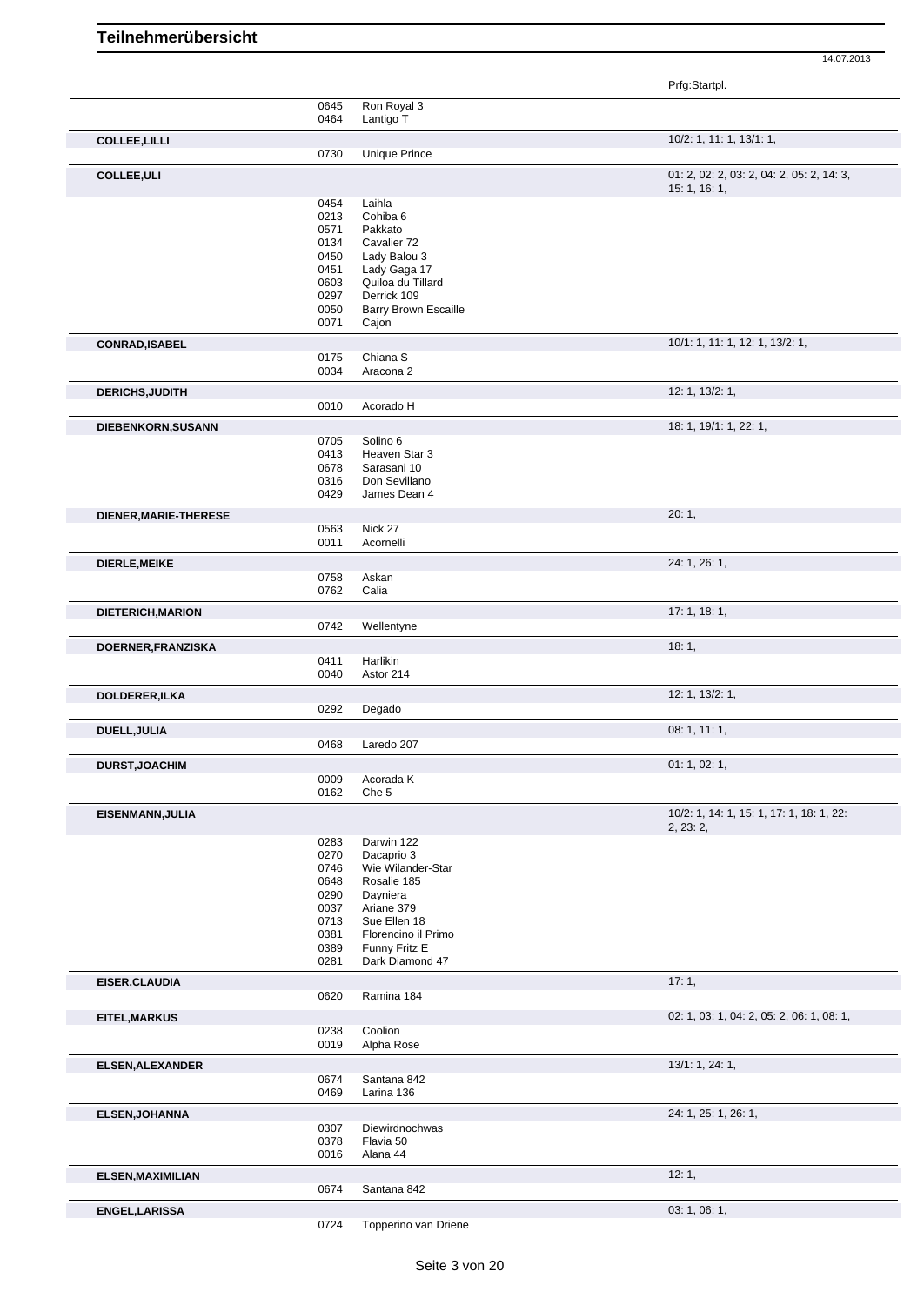## Teilnehmerübersicht

14.07.2013

| Name | Nr. | Pferd | Prfg:Startpl. |
|---|---|---|---|
| | 0645 | Ron Royal 3 | |
| | 0464 | Lantigo T | |
| **COLLEE,LILLI** | | | 10/2: 1, 11: 1, 13/1: 1, |
| | 0730 | Unique Prince | |
| **COLLEE,ULI** | | | 01: 2, 02: 2, 03: 2, 04: 2, 05: 2, 14: 3, 15: 1, 16: 1, |
| | 0454 | Laihla | |
| | 0213 | Cohiba 6 | |
| | 0571 | Pakkato | |
| | 0134 | Cavalier 72 | |
| | 0450 | Lady Balou 3 | |
| | 0451 | Lady Gaga 17 | |
| | 0603 | Quiloa du Tillard | |
| | 0297 | Derrick 109 | |
| | 0050 | Barry Brown Escaille | |
| | 0071 | Cajon | |
| **CONRAD,ISABEL** | | | 10/1: 1, 11: 1, 12: 1, 13/2: 1, |
| | 0175 | Chiana S | |
| | 0034 | Aracona 2 | |
| **DERICHS,JUDITH** | | | 12: 1, 13/2: 1, |
| | 0010 | Acorado H | |
| **DIEBENKORN,SUSANN** | | | 18: 1, 19/1: 1, 22: 1, |
| | 0705 | Solino 6 | |
| | 0413 | Heaven Star 3 | |
| | 0678 | Sarasani 10 | |
| | 0316 | Don Sevillano | |
| | 0429 | James Dean 4 | |
| **DIENER,MARIE-THERESE** | | | 20: 1, |
| | 0563 | Nick 27 | |
| | 0011 | Acornelli | |
| **DIERLE,MEIKE** | | | 24: 1, 26: 1, |
| | 0758 | Askan | |
| | 0762 | Calia | |
| **DIETERICH,MARION** | | | 17: 1, 18: 1, |
| | 0742 | Wellentyne | |
| **DOERNER,FRANZISKA** | | | 18: 1, |
| | 0411 | Harlikin | |
| | 0040 | Astor 214 | |
| **DOLDERER,ILKA** | | | 12: 1, 13/2: 1, |
| | 0292 | Degado | |
| **DUELL,JULIA** | | | 08: 1, 11: 1, |
| | 0468 | Laredo 207 | |
| **DURST,JOACHIM** | | | 01: 1, 02: 1, |
| | 0009 | Acorada K | |
| | 0162 | Che 5 | |
| **EISENMANN,JULIA** | | | 10/2: 1, 14: 1, 15: 1, 17: 1, 18: 1, 22: 2, 23: 2, |
| | 0283 | Darwin 122 | |
| | 0270 | Dacaprio 3 | |
| | 0746 | Wie Wilander-Star | |
| | 0648 | Rosalie 185 | |
| | 0290 | Dayniera | |
| | 0037 | Ariane 379 | |
| | 0713 | Sue Ellen 18 | |
| | 0381 | Florencino il Primo | |
| | 0389 | Funny Fritz E | |
| | 0281 | Dark Diamond 47 | |
| **EISER,CLAUDIA** | | | 17: 1, |
| | 0620 | Ramina 184 | |
| **EITEL,MARKUS** | | | 02: 1, 03: 1, 04: 2, 05: 2, 06: 1, 08: 1, |
| | 0238 | Coolion | |
| | 0019 | Alpha Rose | |
| **ELSEN,ALEXANDER** | | | 13/1: 1, 24: 1, |
| | 0674 | Santana 842 | |
| | 0469 | Larina 136 | |
| **ELSEN,JOHANNA** | | | 24: 1, 25: 1, 26: 1, |
| | 0307 | Diewirdnochwas | |
| | 0378 | Flavia 50 | |
| | 0016 | Alana 44 | |
| **ELSEN,MAXIMILIAN** | | | 12: 1, |
| | 0674 | Santana 842 | |
| **ENGEL,LARISSA** | | | 03: 1, 06: 1, |
| | 0724 | Topperino van Driene | |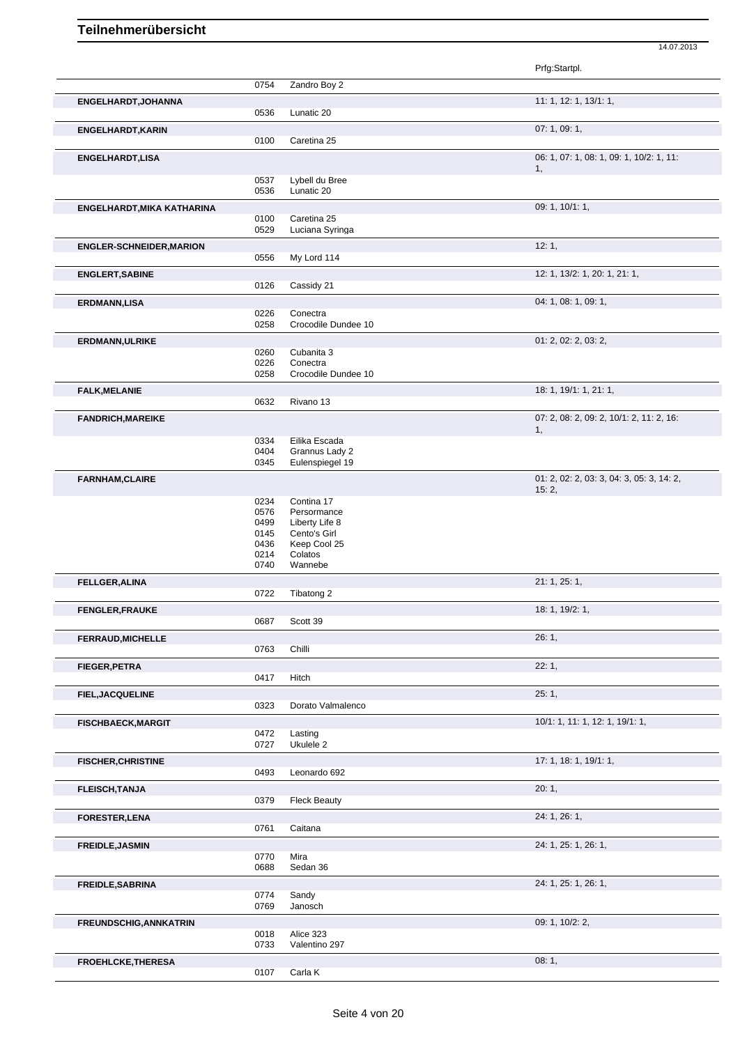# Teilnehmerübersicht

14.07.2013

| Name | Nr. | Pferd | Prfg:Startpl. |
|---|---|---|---|
| | 0754 | Zandro Boy 2 | |
| **ENGELHARDT,JOHANNA** | | | 11: 1, 12: 1, 13/1: 1, |
| | 0536 | Lunatic 20 | |
| **ENGELHARDT,KARIN** | | | 07: 1, 09: 1, |
| | 0100 | Caretina 25 | |
| **ENGELHARDT,LISA** | | | 06: 1, 07: 1, 08: 1, 09: 1, 10/2: 1, 11: 1, |
| | 0537 | Lybell du Bree | |
| | 0536 | Lunatic 20 | |
| **ENGELHARDT,MIKA KATHARINA** | | | 09: 1, 10/1: 1, |
| | 0100 | Caretina 25 | |
| | 0529 | Luciana Syringa | |
| **ENGLER-SCHNEIDER,MARION** | | | 12: 1, |
| | 0556 | My Lord 114 | |
| **ENGLERT,SABINE** | | | 12: 1, 13/2: 1, 20: 1, 21: 1, |
| | 0126 | Cassidy 21 | |
| **ERDMANN,LISA** | | | 04: 1, 08: 1, 09: 1, |
| | 0226 | Conectra | |
| | 0258 | Crocodile Dundee 10 | |
| **ERDMANN,ULRIKE** | | | 01: 2, 02: 2, 03: 2, |
| | 0260 | Cubanita 3 | |
| | 0226 | Conectra | |
| | 0258 | Crocodile Dundee 10 | |
| **FALK,MELANIE** | | | 18: 1, 19/1: 1, 21: 1, |
| | 0632 | Rivano 13 | |
| **FANDRICH,MAREIKE** | | | 07: 2, 08: 2, 09: 2, 10/1: 2, 11: 2, 16: 1, |
| | 0334 | Eilika Escada | |
| | 0404 | Grannus Lady 2 | |
| | 0345 | Eulenspiegel 19 | |
| **FARNHAM,CLAIRE** | | | 01: 2, 02: 2, 03: 3, 04: 3, 05: 3, 14: 2, 15: 2, |
| | 0234 | Contina 17 | |
| | 0576 | Persormance | |
| | 0499 | Liberty Life 8 | |
| | 0145 | Cento's Girl | |
| | 0436 | Keep Cool 25 | |
| | 0214 | Colatos | |
| | 0740 | Wannebe | |
| **FELLGER,ALINA** | | | 21: 1, 25: 1, |
| | 0722 | Tibatong 2 | |
| **FENGLER,FRAUKE** | | | 18: 1, 19/2: 1, |
| | 0687 | Scott 39 | |
| **FERRAUD,MICHELLE** | | | 26: 1, |
| | 0763 | Chilli | |
| **FIEGER,PETRA** | | | 22: 1, |
| | 0417 | Hitch | |
| **FIEL,JACQUELINE** | | | 25: 1, |
| | 0323 | Dorato Valmalenco | |
| **FISCHBAECK,MARGIT** | | | 10/1: 1, 11: 1, 12: 1, 19/1: 1, |
| | 0472 | Lasting | |
| | 0727 | Ukulele 2 | |
| **FISCHER,CHRISTINE** | | | 17: 1, 18: 1, 19/1: 1, |
| | 0493 | Leonardo 692 | |
| **FLEISCH,TANJA** | | | 20: 1, |
| | 0379 | Fleck Beauty | |
| **FORESTER,LENA** | | | 24: 1, 26: 1, |
| | 0761 | Caitana | |
| **FREIDLE,JASMIN** | | | 24: 1, 25: 1, 26: 1, |
| | 0770 | Mira | |
| | 0688 | Sedan 36 | |
| **FREIDLE,SABRINA** | | | 24: 1, 25: 1, 26: 1, |
| | 0774 | Sandy | |
| | 0769 | Janosch | |
| **FREUNDSCHIG,ANNKATRIN** | | | 09: 1, 10/2: 2, |
| | 0018 | Alice 323 | |
| | 0733 | Valentino 297 | |
| **FROEHLCKE,THERESA** | | | 08: 1, |
| | 0107 | Carla K | |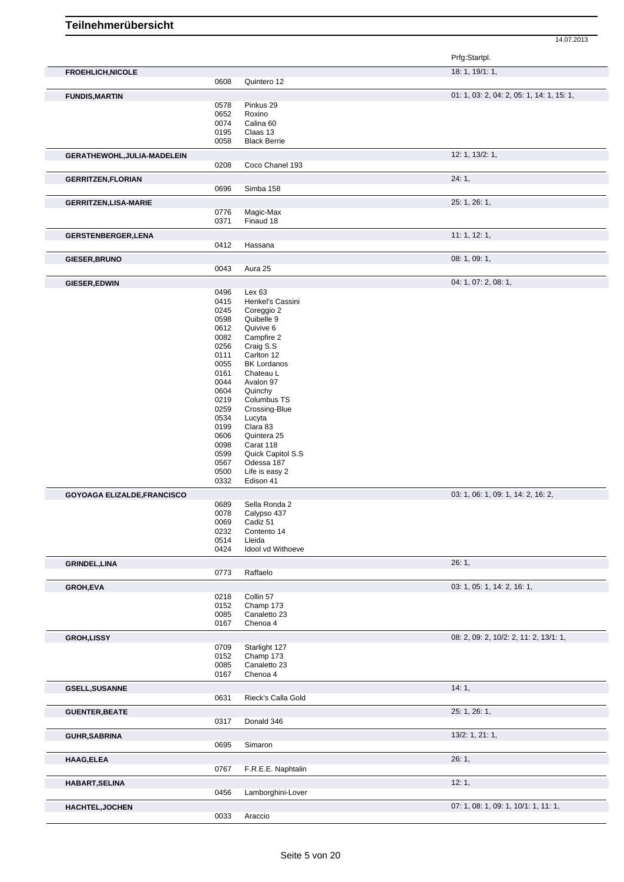# Teilnehmerübersicht

14.07.2013

| Teilnehmer | Nr. | Pferd | Prfg:Startpl. |
|---|---|---|---|
| **FROEHLICH,NICOLE** | | | 18: 1, 19/1: 1, |
| | 0608 | Quintero 12 | |
| **FUNDIS,MARTIN** | | | 01: 1, 03: 2, 04: 2, 05: 1, 14: 1, 15: 1, |
| | 0578 | Pinkus 29 | |
| | 0652 | Roxino | |
| | 0074 | Calina 60 | |
| | 0195 | Claas 13 | |
| | 0058 | Black Berrie | |
| **GERATHEWOHL,JULIA-MADELEIN** | | | 12: 1, 13/2: 1, |
| | 0208 | Coco Chanel 193 | |
| **GERRITZEN,FLORIAN** | | | 24: 1, |
| | 0696 | Simba 158 | |
| **GERRITZEN,LISA-MARIE** | | | 25: 1, 26: 1, |
| | 0776 | Magic-Max | |
| | 0371 | Finaud 18 | |
| **GERSTENBERGER,LENA** | | | 11: 1, 12: 1, |
| | 0412 | Hassana | |
| **GIESER,BRUNO** | | | 08: 1, 09: 1, |
| | 0043 | Aura 25 | |
| **GIESER,EDWIN** | | | 04: 1, 07: 2, 08: 1, |
| | 0496 | Lex 63 | |
| | 0415 | Henkel's Cassini | |
| | 0245 | Coreggio 2 | |
| | 0598 | Quibelle 9 | |
| | 0612 | Quivive 6 | |
| | 0082 | Campfire 2 | |
| | 0256 | Craig S.S | |
| | 0111 | Carlton 12 | |
| | 0055 | BK Lordanos | |
| | 0161 | Chateau L | |
| | 0044 | Avalon 97 | |
| | 0604 | Quinchy | |
| | 0219 | Columbus TS | |
| | 0259 | Crossing-Blue | |
| | 0534 | Lucyta | |
| | 0199 | Clara 83 | |
| | 0606 | Quintera 25 | |
| | 0098 | Carat 118 | |
| | 0599 | Quick Capitol S.S | |
| | 0567 | Odessa 187 | |
| | 0500 | Life is easy 2 | |
| | 0332 | Edison 41 | |
| **GOYOAGA ELIZALDE,FRANCISCO** | | | 03: 1, 06: 1, 09: 1, 14: 2, 16: 2, |
| | 0689 | Sella Ronda 2 | |
| | 0078 | Calypso 437 | |
| | 0069 | Cadiz 51 | |
| | 0232 | Contento 14 | |
| | 0514 | Lleida | |
| | 0424 | Idool vd Withoeve | |
| **GRINDEL,LINA** | | | 26: 1, |
| | 0773 | Raffaelo | |
| **GROH,EVA** | | | 03: 1, 05: 1, 14: 2, 16: 1, |
| | 0218 | Collin 57 | |
| | 0152 | Champ 173 | |
| | 0085 | Canaletto 23 | |
| | 0167 | Chenoa 4 | |
| **GROH,LISSY** | | | 08: 2, 09: 2, 10/2: 2, 11: 2, 13/1: 1, |
| | 0709 | Starlight 127 | |
| | 0152 | Champ 173 | |
| | 0085 | Canaletto 23 | |
| | 0167 | Chenoa 4 | |
| **GSELL,SUSANNE** | | | 14: 1, |
| | 0631 | Rieck's Calla Gold | |
| **GUENTER,BEATE** | | | 25: 1, 26: 1, |
| | 0317 | Donald 346 | |
| **GUHR,SABRINA** | | | 13/2: 1, 21: 1, |
| | 0695 | Simaron | |
| **HAAG,ELEA** | | | 26: 1, |
| | 0767 | F.R.E.E. Naphtalin | |
| **HABART,SELINA** | | | 12: 1, |
| | 0456 | Lamborghini-Lover | |
| **HACHTEL,JOCHEN** | | | 07: 1, 08: 1, 09: 1, 10/1: 1, 11: 1, |
| | 0033 | Araccio | |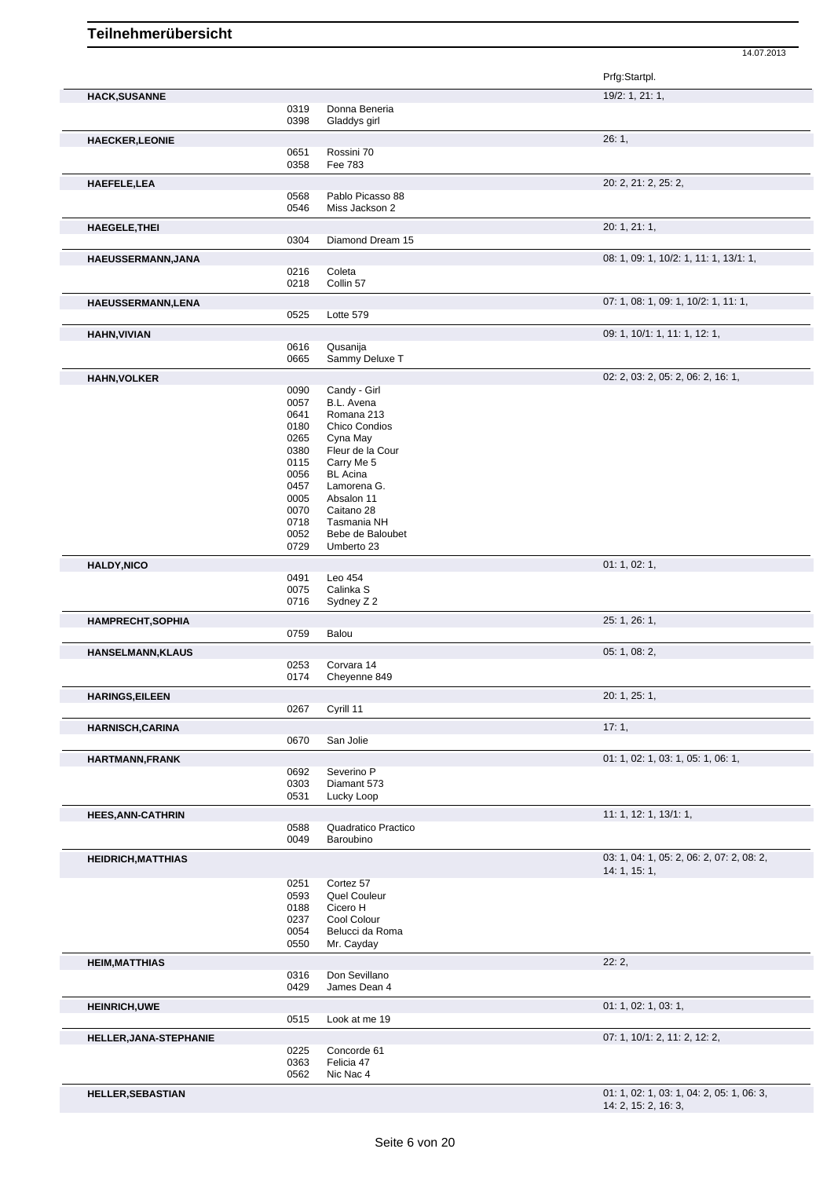# Teilnehmerübersicht

14.07.2013

| Name | Nr. | Pferd | Prfg:Startpl. |
|---|---|---|---|
| **HACK,SUSANNE** | | | 19/2: 1, 21: 1, |
| | 0319 | Donna Beneria | |
| | 0398 | Gladdys girl | |
| **HAECKER,LEONIE** | | | 26: 1, |
| | 0651 | Rossini 70 | |
| | 0358 | Fee 783 | |
| **HAEFELE,LEA** | | | 20: 2, 21: 2, 25: 2, |
| | 0568 | Pablo Picasso 88 | |
| | 0546 | Miss Jackson 2 | |
| **HAEGELE,THEI** | | | 20: 1, 21: 1, |
| | 0304 | Diamond Dream 15 | |
| **HAEUSSERMANN,JANA** | | | 08: 1, 09: 1, 10/2: 1, 11: 1, 13/1: 1, |
| | 0216 | Coleta | |
| | 0218 | Collin 57 | |
| **HAEUSSERMANN,LENA** | | | 07: 1, 08: 1, 09: 1, 10/2: 1, 11: 1, |
| | 0525 | Lotte 579 | |
| **HAHN,VIVIAN** | | | 09: 1, 10/1: 1, 11: 1, 12: 1, |
| | 0616 | Qusanija | |
| | 0665 | Sammy Deluxe T | |
| **HAHN,VOLKER** | | | 02: 2, 03: 2, 05: 2, 06: 2, 16: 1, |
| | 0090 | Candy - Girl | |
| | 0057 | B.L. Avena | |
| | 0641 | Romana 213 | |
| | 0180 | Chico Condios | |
| | 0265 | Cyna May | |
| | 0380 | Fleur de la Cour | |
| | 0115 | Carry Me 5 | |
| | 0056 | BL Acina | |
| | 0457 | Lamorena G. | |
| | 0005 | Absalon 11 | |
| | 0070 | Caitano 28 | |
| | 0718 | Tasmania NH | |
| | 0052 | Bebe de Baloubet | |
| | 0729 | Umberto 23 | |
| **HALDY,NICO** | | | 01: 1, 02: 1, |
| | 0491 | Leo 454 | |
| | 0075 | Calinka S | |
| | 0716 | Sydney Z 2 | |
| **HAMPRECHT,SOPHIA** | | | 25: 1, 26: 1, |
| | 0759 | Balou | |
| **HANSELMANN,KLAUS** | | | 05: 1, 08: 2, |
| | 0253 | Corvara 14 | |
| | 0174 | Cheyenne 849 | |
| **HARINGS,EILEEN** | | | 20: 1, 25: 1, |
| | 0267 | Cyrill 11 | |
| **HARNISCH,CARINA** | | | 17: 1, |
| | 0670 | San Jolie | |
| **HARTMANN,FRANK** | | | 01: 1, 02: 1, 03: 1, 05: 1, 06: 1, |
| | 0692 | Severino P | |
| | 0303 | Diamant 573 | |
| | 0531 | Lucky Loop | |
| **HEES,ANN-CATHRIN** | | | 11: 1, 12: 1, 13/1: 1, |
| | 0588 | Quadratico Practico | |
| | 0049 | Baroubino | |
| **HEIDRICH,MATTHIAS** | | | 03: 1, 04: 1, 05: 2, 06: 2, 07: 2, 08: 2, 14: 1, 15: 1, |
| | 0251 | Cortez 57 | |
| | 0593 | Quel Couleur | |
| | 0188 | Cicero H | |
| | 0237 | Cool Colour | |
| | 0054 | Belucci da Roma | |
| | 0550 | Mr. Cayday | |
| **HEIM,MATTHIAS** | | | 22: 2, |
| | 0316 | Don Sevillano | |
| | 0429 | James Dean 4 | |
| **HEINRICH,UWE** | | | 01: 1, 02: 1, 03: 1, |
| | 0515 | Look at me 19 | |
| **HELLER,JANA-STEPHANIE** | | | 07: 1, 10/1: 2, 11: 2, 12: 2, |
| | 0225 | Concorde 61 | |
| | 0363 | Felicia 47 | |
| | 0562 | Nic Nac 4 | |
| **HELLER,SEBASTIAN** | | | 01: 1, 02: 1, 03: 1, 04: 2, 05: 1, 06: 3, 14: 2, 15: 2, 16: 3, |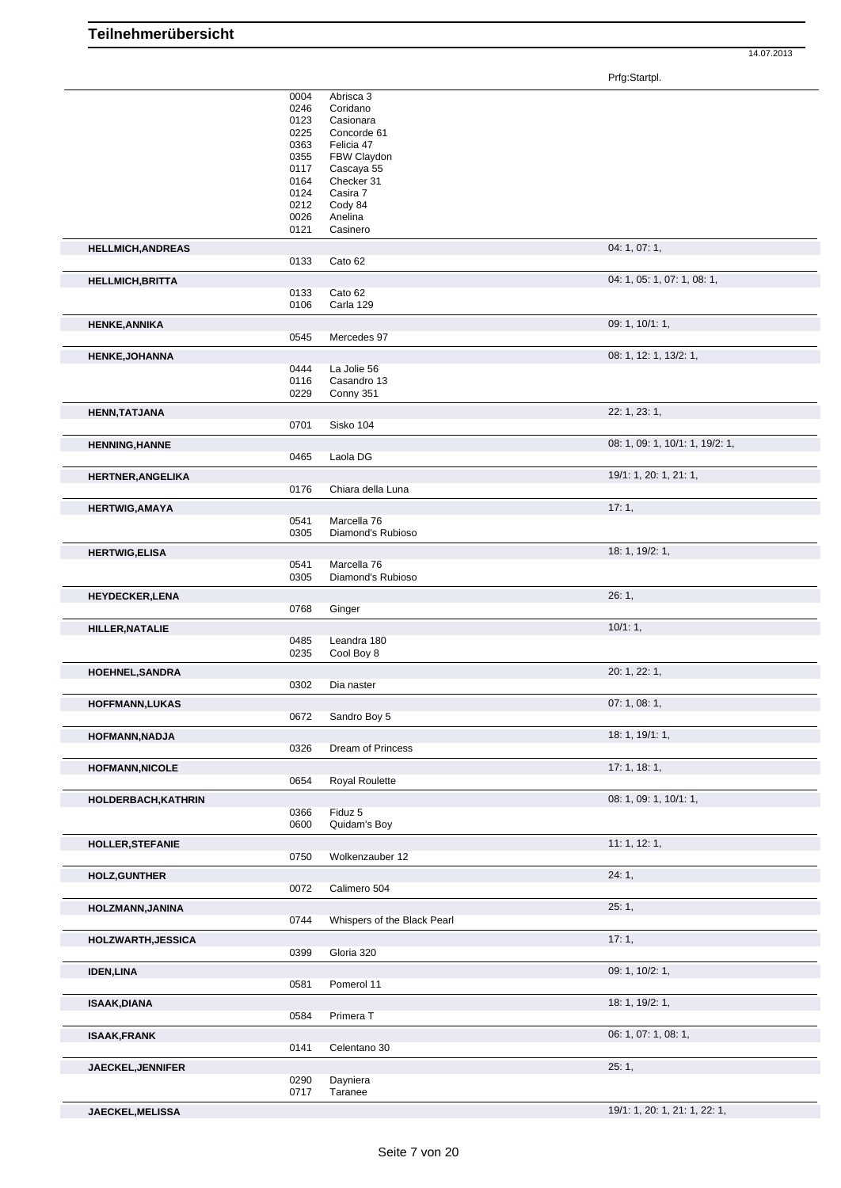# Teilnehmerübersicht

14.07.2013

| Name | Nr. | Pferd | Prfg:Startpl. |
|---|---|---|---|
| | 0004 | Abrisca 3 | |
| | 0246 | Coridano | |
| | 0123 | Casionara | |
| | 0225 | Concorde 61 | |
| | 0363 | Felicia 47 | |
| | 0355 | FBW Claydon | |
| | 0117 | Cascaya 55 | |
| | 0164 | Checker 31 | |
| | 0124 | Casira 7 | |
| | 0212 | Cody 84 | |
| | 0026 | Anelina | |
| | 0121 | Casinero | |
| **HELLMICH,ANDREAS** | | | 04: 1, 07: 1, |
| | 0133 | Cato 62 | |
| **HELLMICH,BRITTA** | | | 04: 1, 05: 1, 07: 1, 08: 1, |
| | 0133 | Cato 62 | |
| | 0106 | Carla 129 | |
| **HENKE,ANNIKA** | | | 09: 1, 10/1: 1, |
| | 0545 | Mercedes 97 | |
| **HENKE,JOHANNA** | | | 08: 1, 12: 1, 13/2: 1, |
| | 0444 | La Jolie 56 | |
| | 0116 | Casandro 13 | |
| | 0229 | Conny 351 | |
| **HENN,TATJANA** | | | 22: 1, 23: 1, |
| | 0701 | Sisko 104 | |
| **HENNING,HANNE** | | | 08: 1, 09: 1, 10/1: 1, 19/2: 1, |
| | 0465 | Laola DG | |
| **HERTNER,ANGELIKA** | | | 19/1: 1, 20: 1, 21: 1, |
| | 0176 | Chiara della Luna | |
| **HERTWIG,AMAYA** | | | 17: 1, |
| | 0541 | Marcella 76 | |
| | 0305 | Diamond's Rubioso | |
| **HERTWIG,ELISA** | | | 18: 1, 19/2: 1, |
| | 0541 | Marcella 76 | |
| | 0305 | Diamond's Rubioso | |
| **HEYDECKER,LENA** | | | 26: 1, |
| | 0768 | Ginger | |
| **HILLER,NATALIE** | | | 10/1: 1, |
| | 0485 | Leandra 180 | |
| | 0235 | Cool Boy 8 | |
| **HOEHNEL,SANDRA** | | | 20: 1, 22: 1, |
| | 0302 | Dia naster | |
| **HOFFMANN,LUKAS** | | | 07: 1, 08: 1, |
| | 0672 | Sandro Boy 5 | |
| **HOFMANN,NADJA** | | | 18: 1, 19/1: 1, |
| | 0326 | Dream of Princess | |
| **HOFMANN,NICOLE** | | | 17: 1, 18: 1, |
| | 0654 | Royal Roulette | |
| **HOLDERBACH,KATHRIN** | | | 08: 1, 09: 1, 10/1: 1, |
| | 0366 | Fiduz 5 | |
| | 0600 | Quidam's Boy | |
| **HOLLER,STEFANIE** | | | 11: 1, 12: 1, |
| | 0750 | Wolkenzauber 12 | |
| **HOLZ,GUNTHER** | | | 24: 1, |
| | 0072 | Calimero 504 | |
| **HOLZMANN,JANINA** | | | 25: 1, |
| | 0744 | Whispers of the Black Pearl | |
| **HOLZWARTH,JESSICA** | | | 17: 1, |
| | 0399 | Gloria 320 | |
| **IDEN,LINA** | | | 09: 1, 10/2: 1, |
| | 0581 | Pomerol 11 | |
| **ISAAK,DIANA** | | | 18: 1, 19/2: 1, |
| | 0584 | Primera T | |
| **ISAAK,FRANK** | | | 06: 1, 07: 1, 08: 1, |
| | 0141 | Celentano 30 | |
| **JAECKEL,JENNIFER** | | | 25: 1, |
| | 0290 | Dayniera | |
| | 0717 | Taranee | |
| **JAECKEL,MELISSA** | | | 19/1: 1, 20: 1, 21: 1, 22: 1, |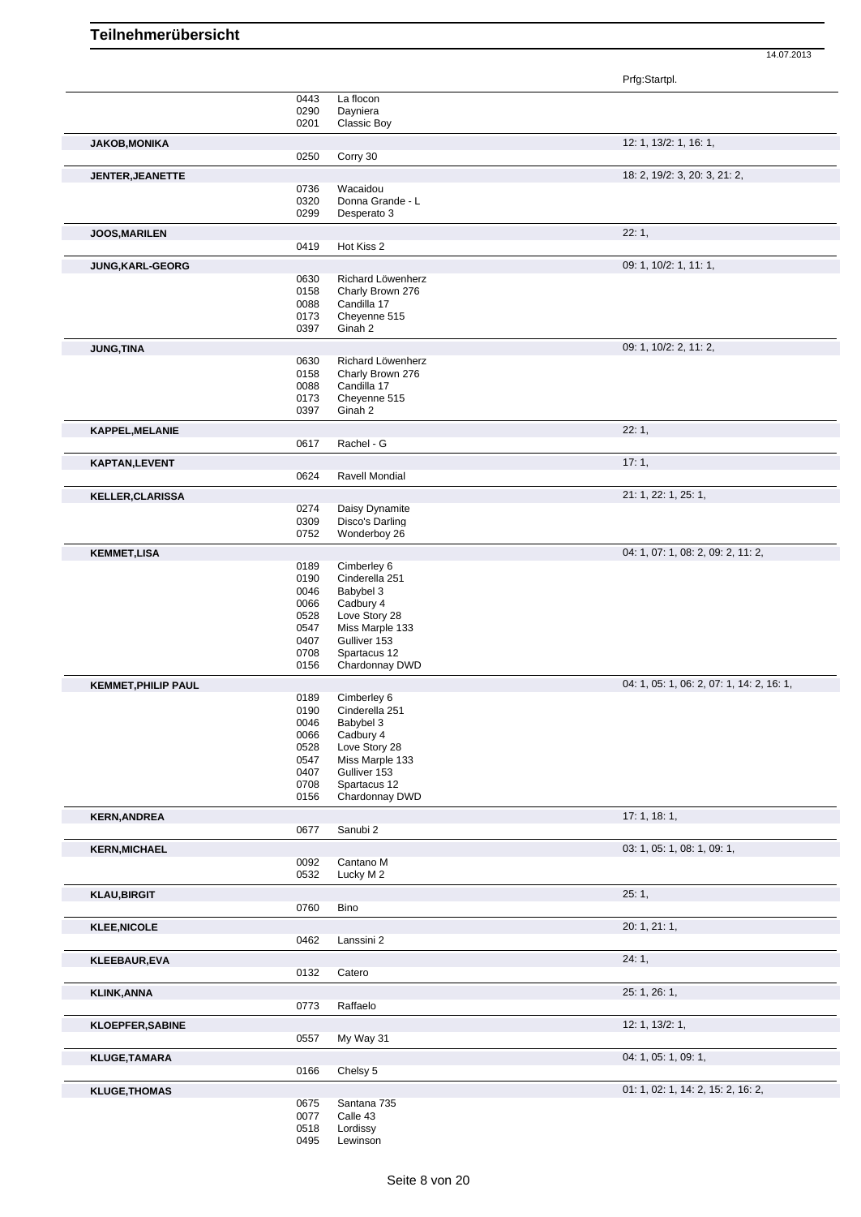# Teilnehmerübersicht

14.07.2013

| Teilnehmer | Nr. | Pferd | Prfg:Startpl. |
|---|---|---|---|
| | 0443 | La flocon | |
| | 0290 | Dayniera | |
| | 0201 | Classic Boy | |
| **JAKOB,MONIKA** | | | 12: 1, 13/2: 1, 16: 1, |
| | 0250 | Corry 30 | |
| **JENTER,JEANETTE** | | | 18: 2, 19/2: 3, 20: 3, 21: 2, |
| | 0736 | Wacaidou | |
| | 0320 | Donna Grande - L | |
| | 0299 | Desperato 3 | |
| **JOOS,MARILEN** | | | 22: 1, |
| | 0419 | Hot Kiss 2 | |
| **JUNG,KARL-GEORG** | | | 09: 1, 10/2: 1, 11: 1, |
| | 0630 | Richard Löwenherz | |
| | 0158 | Charly Brown 276 | |
| | 0088 | Candilla 17 | |
| | 0173 | Cheyenne 515 | |
| | 0397 | Ginah 2 | |
| **JUNG,TINA** | | | 09: 1, 10/2: 2, 11: 2, |
| | 0630 | Richard Löwenherz | |
| | 0158 | Charly Brown 276 | |
| | 0088 | Candilla 17 | |
| | 0173 | Cheyenne 515 | |
| | 0397 | Ginah 2 | |
| **KAPPEL,MELANIE** | | | 22: 1, |
| | 0617 | Rachel - G | |
| **KAPTAN,LEVENT** | | | 17: 1, |
| | 0624 | Ravell Mondial | |
| **KELLER,CLARISSA** | | | 21: 1, 22: 1, 25: 1, |
| | 0274 | Daisy Dynamite | |
| | 0309 | Disco's Darling | |
| | 0752 | Wonderboy 26 | |
| **KEMMET,LISA** | | | 04: 1, 07: 1, 08: 2, 09: 2, 11: 2, |
| | 0189 | Cimberley 6 | |
| | 0190 | Cinderella 251 | |
| | 0046 | Babybel 3 | |
| | 0066 | Cadbury 4 | |
| | 0528 | Love Story 28 | |
| | 0547 | Miss Marple 133 | |
| | 0407 | Gulliver 153 | |
| | 0708 | Spartacus 12 | |
| | 0156 | Chardonnay DWD | |
| **KEMMET,PHILIP PAUL** | | | 04: 1, 05: 1, 06: 2, 07: 1, 14: 2, 16: 1, |
| | 0189 | Cimberley 6 | |
| | 0190 | Cinderella 251 | |
| | 0046 | Babybel 3 | |
| | 0066 | Cadbury 4 | |
| | 0528 | Love Story 28 | |
| | 0547 | Miss Marple 133 | |
| | 0407 | Gulliver 153 | |
| | 0708 | Spartacus 12 | |
| | 0156 | Chardonnay DWD | |
| **KERN,ANDREA** | | | 17: 1, 18: 1, |
| | 0677 | Sanubi 2 | |
| **KERN,MICHAEL** | | | 03: 1, 05: 1, 08: 1, 09: 1, |
| | 0092 | Cantano M | |
| | 0532 | Lucky M 2 | |
| **KLAU,BIRGIT** | | | 25: 1, |
| | 0760 | Bino | |
| **KLEE,NICOLE** | | | 20: 1, 21: 1, |
| | 0462 | Lanssini 2 | |
| **KLEEBAUR,EVA** | | | 24: 1, |
| | 0132 | Catero | |
| **KLINK,ANNA** | | | 25: 1, 26: 1, |
| | 0773 | Raffaelo | |
| **KLOEPFER,SABINE** | | | 12: 1, 13/2: 1, |
| | 0557 | My Way 31 | |
| **KLUGE,TAMARA** | | | 04: 1, 05: 1, 09: 1, |
| | 0166 | Chelsy 5 | |
| **KLUGE,THOMAS** | | | 01: 1, 02: 1, 14: 2, 15: 2, 16: 2, |
| | 0675 | Santana 735 | |
| | 0077 | Calle 43 | |
| | 0518 | Lordissy | |
| | 0495 | Lewinson | |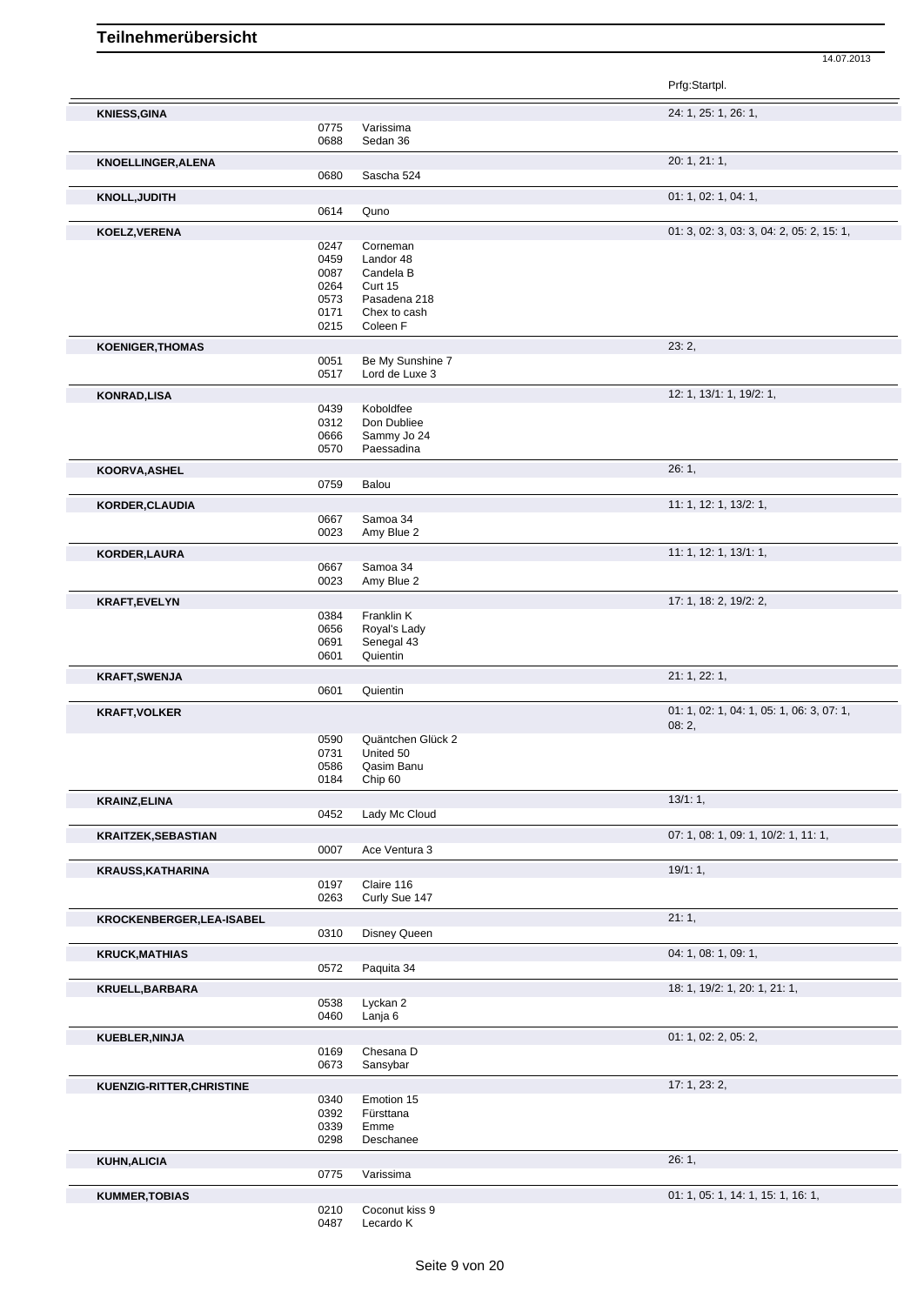# Teilnehmerübersicht

14.07.2013

| Name | Nr. | Pferd | Prfg:Startpl. |
|---|---|---|---|
| **KNIESS,GINA** | | | 24: 1, 25: 1, 26: 1, |
| | 0775 | Varissima | |
| | 0688 | Sedan 36 | |
| **KNOELLINGER,ALENA** | | | 20: 1, 21: 1, |
| | 0680 | Sascha 524 | |
| **KNOLL,JUDITH** | | | 01: 1, 02: 1, 04: 1, |
| | 0614 | Quno | |
| **KOELZ,VERENA** | | | 01: 3, 02: 3, 03: 3, 04: 2, 05: 2, 15: 1, |
| | 0247 | Corneman | |
| | 0459 | Landor 48 | |
| | 0087 | Candela B | |
| | 0264 | Curt 15 | |
| | 0573 | Pasadena 218 | |
| | 0171 | Chex to cash | |
| | 0215 | Coleen F | |
| **KOENIGER,THOMAS** | | | 23: 2, |
| | 0051 | Be My Sunshine 7 | |
| | 0517 | Lord de Luxe 3 | |
| **KONRAD,LISA** | | | 12: 1, 13/1: 1, 19/2: 1, |
| | 0439 | Koboldfee | |
| | 0312 | Don Dubliee | |
| | 0666 | Sammy Jo 24 | |
| | 0570 | Paessadina | |
| **KOORVA,ASHEL** | | | 26: 1, |
| | 0759 | Balou | |
| **KORDER,CLAUDIA** | | | 11: 1, 12: 1, 13/2: 1, |
| | 0667 | Samoa 34 | |
| | 0023 | Amy Blue 2 | |
| **KORDER,LAURA** | | | 11: 1, 12: 1, 13/1: 1, |
| | 0667 | Samoa 34 | |
| | 0023 | Amy Blue 2 | |
| **KRAFT,EVELYN** | | | 17: 1, 18: 2, 19/2: 2, |
| | 0384 | Franklin K | |
| | 0656 | Royal's Lady | |
| | 0691 | Senegal 43 | |
| | 0601 | Quientin | |
| **KRAFT,SWENJA** | | | 21: 1, 22: 1, |
| | 0601 | Quientin | |
| **KRAFT,VOLKER** | | | 01: 1, 02: 1, 04: 1, 05: 1, 06: 3, 07: 1, 08: 2, |
| | 0590 | Quäntchen Glück 2 | |
| | 0731 | United 50 | |
| | 0586 | Qasim Banu | |
| | 0184 | Chip 60 | |
| **KRAINZ,ELINA** | | | 13/1: 1, |
| | 0452 | Lady Mc Cloud | |
| **KRAITZEK,SEBASTIAN** | | | 07: 1, 08: 1, 09: 1, 10/2: 1, 11: 1, |
| | 0007 | Ace Ventura 3 | |
| **KRAUSS,KATHARINA** | | | 19/1: 1, |
| | 0197 | Claire 116 | |
| | 0263 | Curly Sue 147 | |
| **KROCKENBERGER,LEA-ISABEL** | | | 21: 1, |
| | 0310 | Disney Queen | |
| **KRUCK,MATHIAS** | | | 04: 1, 08: 1, 09: 1, |
| | 0572 | Paquita 34 | |
| **KRUELL,BARBARA** | | | 18: 1, 19/2: 1, 20: 1, 21: 1, |
| | 0538 | Lyckan 2 | |
| | 0460 | Lanja 6 | |
| **KUEBLER,NINJA** | | | 01: 1, 02: 2, 05: 2, |
| | 0169 | Chesana D | |
| | 0673 | Sansybar | |
| **KUENZIG-RITTER,CHRISTINE** | | | 17: 1, 23: 2, |
| | 0340 | Emotion 15 | |
| | 0392 | Fürsttana | |
| | 0339 | Emme | |
| | 0298 | Deschanee | |
| **KUHN,ALICIA** | | | 26: 1, |
| | 0775 | Varissima | |
| **KUMMER,TOBIAS** | | | 01: 1, 05: 1, 14: 1, 15: 1, 16: 1, |
| | 0210 | Coconut kiss 9 | |
| | 0487 | Lecardo K | |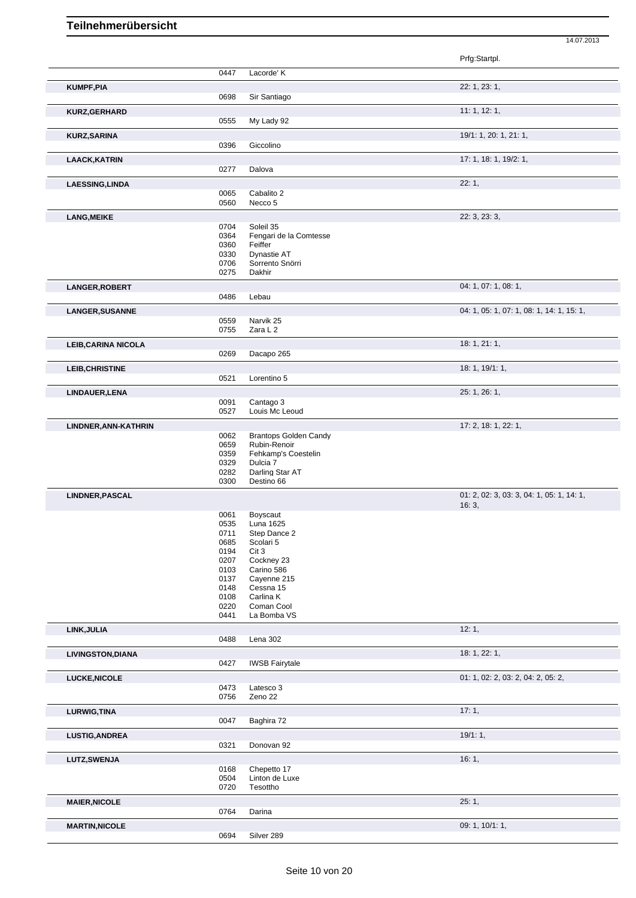# Teilnehmerübersicht

14.07.2013

| Name | Nr. | Pferd | Prfg:Startpl. |
|---|---|---|---|
| | 0447 | Lacorde' K | |
| **KUMPF,PIA** | | | 22: 1, 23: 1, |
| | 0698 | Sir Santiago | |
| **KURZ,GERHARD** | | | 11: 1, 12: 1, |
| | 0555 | My Lady 92 | |
| **KURZ,SARINA** | | | 19/1: 1, 20: 1, 21: 1, |
| | 0396 | Giccolino | |
| **LAACK,KATRIN** | | | 17: 1, 18: 1, 19/2: 1, |
| | 0277 | Dalova | |
| **LAESSING,LINDA** | | | 22: 1, |
| | 0065 | Cabalito 2 | |
| | 0560 | Necco 5 | |
| **LANG,MEIKE** | | | 22: 3, 23: 3, |
| | 0704 | Soleil 35 | |
| | 0364 | Fengari de la Comtesse | |
| | 0360 | Feiffer | |
| | 0330 | Dynastie AT | |
| | 0706 | Sorrento Snörri | |
| | 0275 | Dakhir | |
| **LANGER,ROBERT** | | | 04: 1, 07: 1, 08: 1, |
| | 0486 | Lebau | |
| **LANGER,SUSANNE** | | | 04: 1, 05: 1, 07: 1, 08: 1, 14: 1, 15: 1, |
| | 0559 | Narvik 25 | |
| | 0755 | Zara L 2 | |
| **LEIB,CARINA NICOLA** | | | 18: 1, 21: 1, |
| | 0269 | Dacapo 265 | |
| **LEIB,CHRISTINE** | | | 18: 1, 19/1: 1, |
| | 0521 | Lorentino 5 | |
| **LINDAUER,LENA** | | | 25: 1, 26: 1, |
| | 0091 | Cantago 3 | |
| | 0527 | Louis Mc Leoud | |
| **LINDNER,ANN-KATHRIN** | | | 17: 2, 18: 1, 22: 1, |
| | 0062 | Brantops Golden Candy | |
| | 0659 | Rubin-Renoir | |
| | 0359 | Fehkamp's Coestelin | |
| | 0329 | Dulcia 7 | |
| | 0282 | Darling Star AT | |
| | 0300 | Destino 66 | |
| **LINDNER,PASCAL** | | | 01: 2, 02: 3, 03: 3, 04: 1, 05: 1, 14: 1, 16: 3, |
| | 0061 | Boyscaut | |
| | 0535 | Luna 1625 | |
| | 0711 | Step Dance 2 | |
| | 0685 | Scolari 5 | |
| | 0194 | Cit 3 | |
| | 0207 | Cockney 23 | |
| | 0103 | Carino 586 | |
| | 0137 | Cayenne 215 | |
| | 0148 | Cessna 15 | |
| | 0108 | Carlina K | |
| | 0220 | Coman Cool | |
| | 0441 | La Bomba VS | |
| **LINK,JULIA** | | | 12: 1, |
| | 0488 | Lena 302 | |
| **LIVINGSTON,DIANA** | | | 18: 1, 22: 1, |
| | 0427 | IWSB Fairytale | |
| **LUCKE,NICOLE** | | | 01: 1, 02: 2, 03: 2, 04: 2, 05: 2, |
| | 0473 | Latesco 3 | |
| | 0756 | Zeno 22 | |
| **LURWIG,TINA** | | | 17: 1, |
| | 0047 | Baghira 72 | |
| **LUSTIG,ANDREA** | | | 19/1: 1, |
| | 0321 | Donovan 92 | |
| **LUTZ,SWENJA** | | | 16: 1, |
| | 0168 | Chepetto 17 | |
| | 0504 | Linton de Luxe | |
| | 0720 | Tesottho | |
| **MAIER,NICOLE** | | | 25: 1, |
| | 0764 | Darina | |
| **MARTIN,NICOLE** | | | 09: 1, 10/1: 1, |
| | 0694 | Silver 289 | |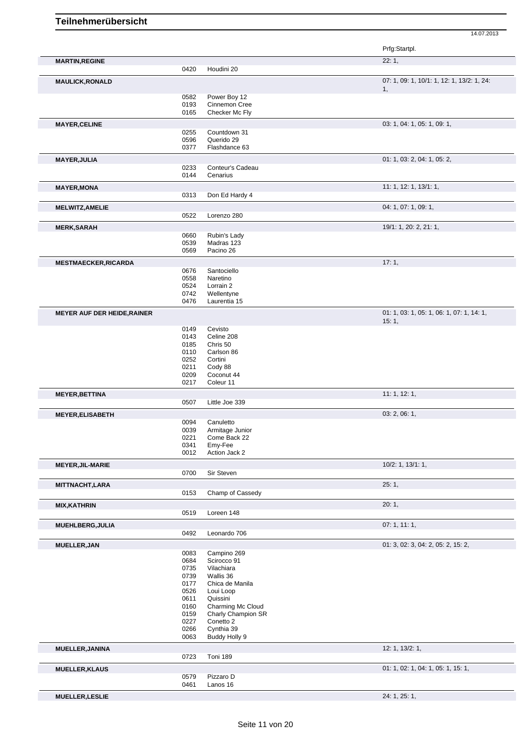# Teilnehmerübersicht

14.07.2013

| Name | Nr. | Pferd | Prfg:Startpl. |
|---|---|---|---|
| **MARTIN,REGINE** | | | 22: 1, |
| | 0420 | Houdini 20 | |
| **MAULICK,RONALD** | | | 07: 1, 09: 1, 10/1: 1, 12: 1, 13/2: 1, 24: 1, |
| | 0582 | Power Boy 12 | |
| | 0193 | Cinnemon Cree | |
| | 0165 | Checker Mc Fly | |
| **MAYER,CELINE** | | | 03: 1, 04: 1, 05: 1, 09: 1, |
| | 0255 | Countdown 31 | |
| | 0596 | Querido 29 | |
| | 0377 | Flashdance 63 | |
| **MAYER,JULIA** | | | 01: 1, 03: 2, 04: 1, 05: 2, |
| | 0233 | Conteur's Cadeau | |
| | 0144 | Cenarius | |
| **MAYER,MONA** | | | 11: 1, 12: 1, 13/1: 1, |
| | 0313 | Don Ed Hardy 4 | |
| **MELWITZ,AMELIE** | | | 04: 1, 07: 1, 09: 1, |
| | 0522 | Lorenzo 280 | |
| **MERK,SARAH** | | | 19/1: 1, 20: 2, 21: 1, |
| | 0660 | Rubin's Lady | |
| | 0539 | Madras 123 | |
| | 0569 | Pacino 26 | |
| **MESTMAECKER,RICARDA** | | | 17: 1, |
| | 0676 | Santociello | |
| | 0558 | Naretino | |
| | 0524 | Lorrain 2 | |
| | 0742 | Wellentyne | |
| | 0476 | Laurentia 15 | |
| **MEYER AUF DER HEIDE,RAINER** | | | 01: 1, 03: 1, 05: 1, 06: 1, 07: 1, 14: 1, 15: 1, |
| | 0149 | Cevisto | |
| | 0143 | Celine 208 | |
| | 0185 | Chris 50 | |
| | 0110 | Carlson 86 | |
| | 0252 | Cortini | |
| | 0211 | Cody 88 | |
| | 0209 | Coconut 44 | |
| | 0217 | Coleur 11 | |
| **MEYER,BETTINA** | | | 11: 1, 12: 1, |
| | 0507 | Little Joe 339 | |
| **MEYER,ELISABETH** | | | 03: 2, 06: 1, |
| | 0094 | Canuletto | |
| | 0039 | Armitage Junior | |
| | 0221 | Come Back 22 | |
| | 0341 | Emy-Fee | |
| | 0012 | Action Jack 2 | |
| **MEYER,JIL-MARIE** | | | 10/2: 1, 13/1: 1, |
| | 0700 | Sir Steven | |
| **MITTNACHT,LARA** | | | 25: 1, |
| | 0153 | Champ of Cassedy | |
| **MIX,KATHRIN** | | | 20: 1, |
| | 0519 | Loreen 148 | |
| **MUEHLBERG,JULIA** | | | 07: 1, 11: 1, |
| | 0492 | Leonardo 706 | |
| **MUELLER,JAN** | | | 01: 3, 02: 3, 04: 2, 05: 2, 15: 2, |
| | 0083 | Campino 269 | |
| | 0684 | Scirocco 91 | |
| | 0735 | Vilachiara | |
| | 0739 | Wallis 36 | |
| | 0177 | Chica de Manila | |
| | 0526 | Loui Loop | |
| | 0611 | Quissini | |
| | 0160 | Charming Mc Cloud | |
| | 0159 | Charly Champion SR | |
| | 0227 | Conetto 2 | |
| | 0266 | Cynthia 39 | |
| | 0063 | Buddy Holly 9 | |
| **MUELLER,JANINA** | | | 12: 1, 13/2: 1, |
| | 0723 | Toni 189 | |
| **MUELLER,KLAUS** | | | 01: 1, 02: 1, 04: 1, 05: 1, 15: 1, |
| | 0579 | Pizzaro D | |
| | 0461 | Lanos 16 | |
| **MUELLER,LESLIE** | | | 24: 1, 25: 1, |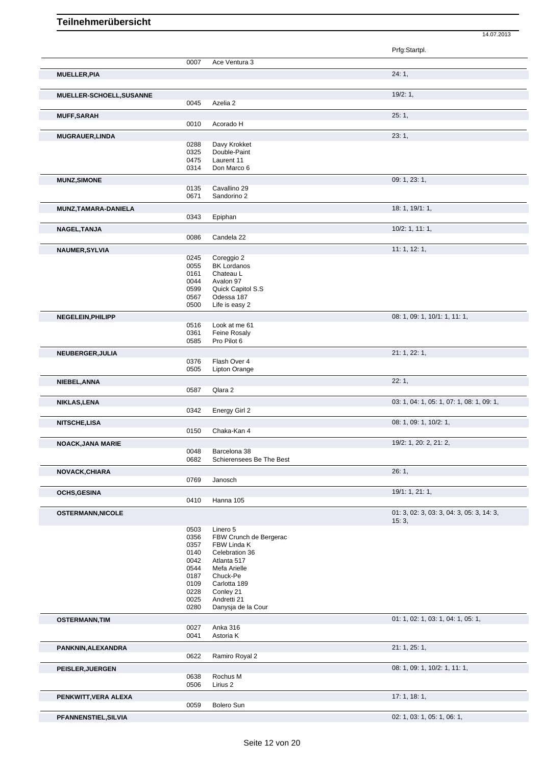# Teilnehmerübersicht

14.07.2013

| Name | Nr. | Pferd | Prfg:Startpl. |
|---|---|---|---|
| | 0007 | Ace Ventura 3 | |
| **MUELLER,PIA** | | | 24: 1, |
| **MUELLER-SCHOELL,SUSANNE** | | | 19/2: 1, |
| | 0045 | Azelia 2 | |
| **MUFF,SARAH** | | | 25: 1, |
| | 0010 | Acorado H | |
| **MUGRAUER,LINDA** | | | 23: 1, |
| | 0288 | Davy Krokket | |
| | 0325 | Double-Paint | |
| | 0475 | Laurent 11 | |
| | 0314 | Don Marco 6 | |
| **MUNZ,SIMONE** | | | 09: 1, 23: 1, |
| | 0135 | Cavallino 29 | |
| | 0671 | Sandorino 2 | |
| **MUNZ,TAMARA-DANIELA** | | | 18: 1, 19/1: 1, |
| | 0343 | Epiphan | |
| **NAGEL,TANJA** | | | 10/2: 1, 11: 1, |
| | 0086 | Candela 22 | |
| **NAUMER,SYLVIA** | | | 11: 1, 12: 1, |
| | 0245 | Coreggio 2 | |
| | 0055 | BK Lordanos | |
| | 0161 | Chateau L | |
| | 0044 | Avalon 97 | |
| | 0599 | Quick Capitol S.S | |
| | 0567 | Odessa 187 | |
| | 0500 | Life is easy 2 | |
| **NEGELEIN,PHILIPP** | | | 08: 1, 09: 1, 10/1: 1, 11: 1, |
| | 0516 | Look at me 61 | |
| | 0361 | Feine Rosaly | |
| | 0585 | Pro Pilot 6 | |
| **NEUBERGER,JULIA** | | | 21: 1, 22: 1, |
| | 0376 | Flash Over 4 | |
| | 0505 | Lipton Orange | |
| **NIEBEL,ANNA** | | | 22: 1, |
| | 0587 | Qlara 2 | |
| **NIKLAS,LENA** | | | 03: 1, 04: 1, 05: 1, 07: 1, 08: 1, 09: 1, |
| | 0342 | Energy Girl 2 | |
| **NITSCHE,LISA** | | | 08: 1, 09: 1, 10/2: 1, |
| | 0150 | Chaka-Kan 4 | |
| **NOACK,JANA MARIE** | | | 19/2: 1, 20: 2, 21: 2, |
| | 0048 | Barcelona 38 | |
| | 0682 | Schierensees Be The Best | |
| **NOVACK,CHIARA** | | | 26: 1, |
| | 0769 | Janosch | |
| **OCHS,GESINA** | | | 19/1: 1, 21: 1, |
| | 0410 | Hanna 105 | |
| **OSTERMANN,NICOLE** | | | 01: 3, 02: 3, 03: 3, 04: 3, 05: 3, 14: 3, 15: 3, |
| | 0503 | Linero 5 | |
| | 0356 | FBW Crunch de Bergerac | |
| | 0357 | FBW Linda K | |
| | 0140 | Celebration 36 | |
| | 0042 | Atlanta 517 | |
| | 0544 | Mefa Arielle | |
| | 0187 | Chuck-Pe | |
| | 0109 | Carlotta 189 | |
| | 0228 | Conley 21 | |
| | 0025 | Andretti 21 | |
| | 0280 | Danysja de la Cour | |
| **OSTERMANN,TIM** | | | 01: 1, 02: 1, 03: 1, 04: 1, 05: 1, |
| | 0027 | Anka 316 | |
| | 0041 | Astoria K | |
| **PANKNIN,ALEXANDRA** | | | 21: 1, 25: 1, |
| | 0622 | Ramiro Royal 2 | |
| **PEISLER,JUERGEN** | | | 08: 1, 09: 1, 10/2: 1, 11: 1, |
| | 0638 | Rochus M | |
| | 0506 | Lirius 2 | |
| **PENKWITT,VERA ALEXA** | | | 17: 1, 18: 1, |
| | 0059 | Bolero Sun | |
| **PFANNENSTIEL,SILVIA** | | | 02: 1, 03: 1, 05: 1, 06: 1, |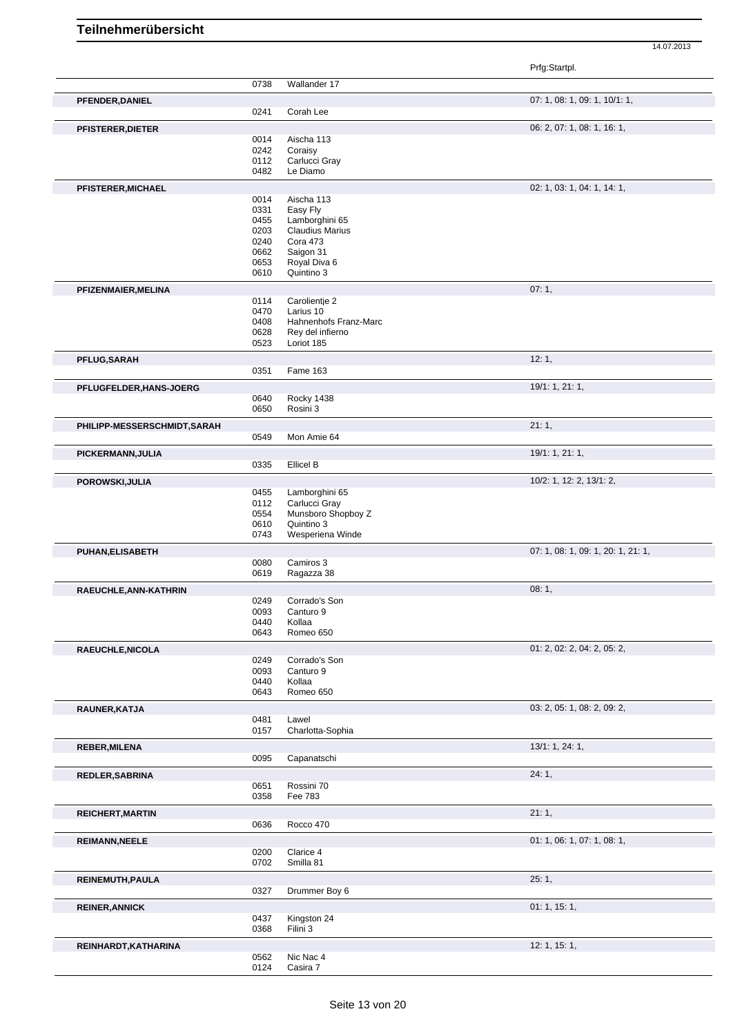# Teilnehmerübersicht

14.07.2013

| Name | Nr. | Pferd | Prfg:Startpl. |
|---|---|---|---|
| | 0738 | Wallander 17 | |
| **PFENDER,DANIEL** | | | 07: 1, 08: 1, 09: 1, 10/1: 1, |
| | 0241 | Corah Lee | |
| **PFISTERER,DIETER** | | | 06: 2, 07: 1, 08: 1, 16: 1, |
| | 0014 | Aischa 113 | |
| | 0242 | Coraisy | |
| | 0112 | Carlucci Gray | |
| | 0482 | Le Diamo | |
| **PFISTERER,MICHAEL** | | | 02: 1, 03: 1, 04: 1, 14: 1, |
| | 0014 | Aischa 113 | |
| | 0331 | Easy Fly | |
| | 0455 | Lamborghini 65 | |
| | 0203 | Claudius Marius | |
| | 0240 | Cora 473 | |
| | 0662 | Saigon 31 | |
| | 0653 | Royal Diva 6 | |
| | 0610 | Quintino 3 | |
| **PFIZENMAIER,MELINA** | | | 07: 1, |
| | 0114 | Carolientje 2 | |
| | 0470 | Larius 10 | |
| | 0408 | Hahnenhofs Franz-Marc | |
| | 0628 | Rey del infierno | |
| | 0523 | Loriot 185 | |
| **PFLUG,SARAH** | | | 12: 1, |
| | 0351 | Fame 163 | |
| **PFLUGFELDER,HANS-JOERG** | | | 19/1: 1, 21: 1, |
| | 0640 | Rocky 1438 | |
| | 0650 | Rosini 3 | |
| **PHILIPP-MESSERSCHMIDT,SARAH** | | | 21: 1, |
| | 0549 | Mon Amie 64 | |
| **PICKERMANN,JULIA** | | | 19/1: 1, 21: 1, |
| | 0335 | Ellicel B | |
| **POROWSKI,JULIA** | | | 10/2: 1, 12: 2, 13/1: 2, |
| | 0455 | Lamborghini 65 | |
| | 0112 | Carlucci Gray | |
| | 0554 | Munsboro Shopboy Z | |
| | 0610 | Quintino 3 | |
| | 0743 | Wesperiena Winde | |
| **PUHAN,ELISABETH** | | | 07: 1, 08: 1, 09: 1, 20: 1, 21: 1, |
| | 0080 | Camiros 3 | |
| | 0619 | Ragazza 38 | |
| **RAEUCHLE,ANN-KATHRIN** | | | 08: 1, |
| | 0249 | Corrado's Son | |
| | 0093 | Canturo 9 | |
| | 0440 | Kollaa | |
| | 0643 | Romeo 650 | |
| **RAEUCHLE,NICOLA** | | | 01: 2, 02: 2, 04: 2, 05: 2, |
| | 0249 | Corrado's Son | |
| | 0093 | Canturo 9 | |
| | 0440 | Kollaa | |
| | 0643 | Romeo 650 | |
| **RAUNER,KATJA** | | | 03: 2, 05: 1, 08: 2, 09: 2, |
| | 0481 | Lawel | |
| | 0157 | Charlotta-Sophia | |
| **REBER,MILENA** | | | 13/1: 1, 24: 1, |
| | 0095 | Capanatschi | |
| **REDLER,SABRINA** | | | 24: 1, |
| | 0651 | Rossini 70 | |
| | 0358 | Fee 783 | |
| **REICHERT,MARTIN** | | | 21: 1, |
| | 0636 | Rocco 470 | |
| **REIMANN,NEELE** | | | 01: 1, 06: 1, 07: 1, 08: 1, |
| | 0200 | Clarice 4 | |
| | 0702 | Smilla 81 | |
| **REINEMUTH,PAULA** | | | 25: 1, |
| | 0327 | Drummer Boy 6 | |
| **REINER,ANNICK** | | | 01: 1, 15: 1, |
| | 0437 | Kingston 24 | |
| | 0368 | Filini 3 | |
| **REINHARDT,KATHARINA** | | | 12: 1, 15: 1, |
| | 0562 | Nic Nac 4 | |
| | 0124 | Casira 7 | |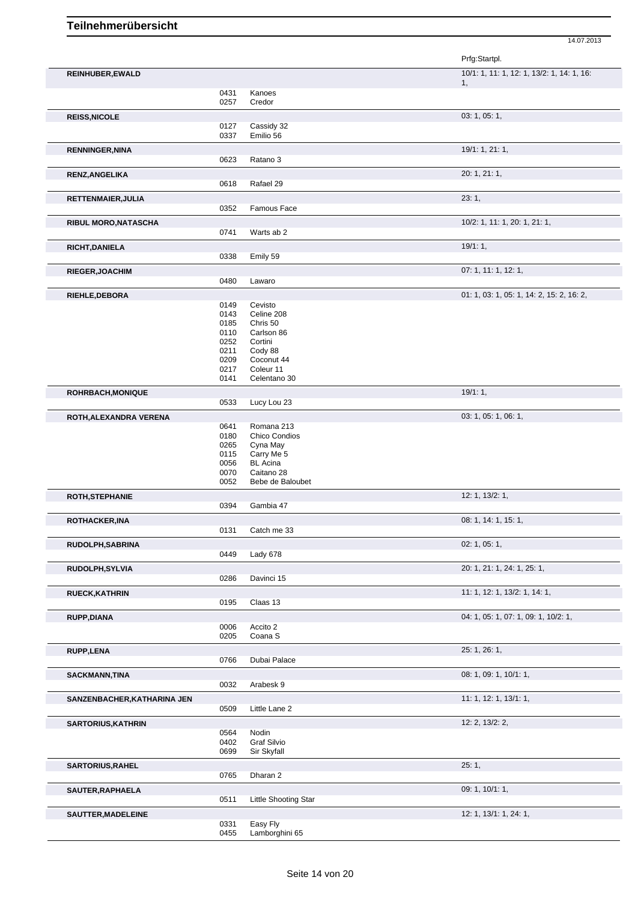# Teilnehmerübersicht

14.07.2013

| Name | Nr. | Pferd | Prfg:Startpl. |
|---|---|---|---|
| **REINHUBER,EWALD** | | | 10/1: 1, 11: 1, 12: 1, 13/2: 1, 14: 1, 16: 1, |
| | 0431 | Kanoes | |
| | 0257 | Credor | |
| **REISS,NICOLE** | | | 03: 1, 05: 1, |
| | 0127 | Cassidy 32 | |
| | 0337 | Emilio 56 | |
| **RENNINGER,NINA** | | | 19/1: 1, 21: 1, |
| | 0623 | Ratano 3 | |
| **RENZ,ANGELIKA** | | | 20: 1, 21: 1, |
| | 0618 | Rafael 29 | |
| **RETTENMAIER,JULIA** | | | 23: 1, |
| | 0352 | Famous Face | |
| **RIBUL MORO,NATASCHA** | | | 10/2: 1, 11: 1, 20: 1, 21: 1, |
| | 0741 | Warts ab 2 | |
| **RICHT,DANIELA** | | | 19/1: 1, |
| | 0338 | Emily 59 | |
| **RIEGER,JOACHIM** | | | 07: 1, 11: 1, 12: 1, |
| | 0480 | Lawaro | |
| **RIEHLE,DEBORA** | | | 01: 1, 03: 1, 05: 1, 14: 2, 15: 2, 16: 2, |
| | 0149 | Cevisto | |
| | 0143 | Celine 208 | |
| | 0185 | Chris 50 | |
| | 0110 | Carlson 86 | |
| | 0252 | Cortini | |
| | 0211 | Cody 88 | |
| | 0209 | Coconut 44 | |
| | 0217 | Coleur 11 | |
| | 0141 | Celentano 30 | |
| **ROHRBACH,MONIQUE** | | | 19/1: 1, |
| | 0533 | Lucy Lou 23 | |
| **ROTH,ALEXANDRA VERENA** | | | 03: 1, 05: 1, 06: 1, |
| | 0641 | Romana 213 | |
| | 0180 | Chico Condios | |
| | 0265 | Cyna May | |
| | 0115 | Carry Me 5 | |
| | 0056 | BL Acina | |
| | 0070 | Caitano 28 | |
| | 0052 | Bebe de Baloubet | |
| **ROTH,STEPHANIE** | | | 12: 1, 13/2: 1, |
| | 0394 | Gambia 47 | |
| **ROTHACKER,INA** | | | 08: 1, 14: 1, 15: 1, |
| | 0131 | Catch me 33 | |
| **RUDOLPH,SABRINA** | | | 02: 1, 05: 1, |
| | 0449 | Lady 678 | |
| **RUDOLPH,SYLVIA** | | | 20: 1, 21: 1, 24: 1, 25: 1, |
| | 0286 | Davinci 15 | |
| **RUECK,KATHRIN** | | | 11: 1, 12: 1, 13/2: 1, 14: 1, |
| | 0195 | Claas 13 | |
| **RUPP,DIANA** | | | 04: 1, 05: 1, 07: 1, 09: 1, 10/2: 1, |
| | 0006 | Accito 2 | |
| | 0205 | Coana S | |
| **RUPP,LENA** | | | 25: 1, 26: 1, |
| | 0766 | Dubai Palace | |
| **SACKMANN,TINA** | | | 08: 1, 09: 1, 10/1: 1, |
| | 0032 | Arabesk 9 | |
| **SANZENBACHER,KATHARINA JEN** | | | 11: 1, 12: 1, 13/1: 1, |
| | 0509 | Little Lane 2 | |
| **SARTORIUS,KATHRIN** | | | 12: 2, 13/2: 2, |
| | 0564 | Nodin | |
| | 0402 | Graf Silvio | |
| | 0699 | Sir Skyfall | |
| **SARTORIUS,RAHEL** | | | 25: 1, |
| | 0765 | Dharan 2 | |
| **SAUTER,RAPHAELA** | | | 09: 1, 10/1: 1, |
| | 0511 | Little Shooting Star | |
| **SAUTTER,MADELEINE** | | | 12: 1, 13/1: 1, 24: 1, |
| | 0331 | Easy Fly | |
| | 0455 | Lamborghini 65 | |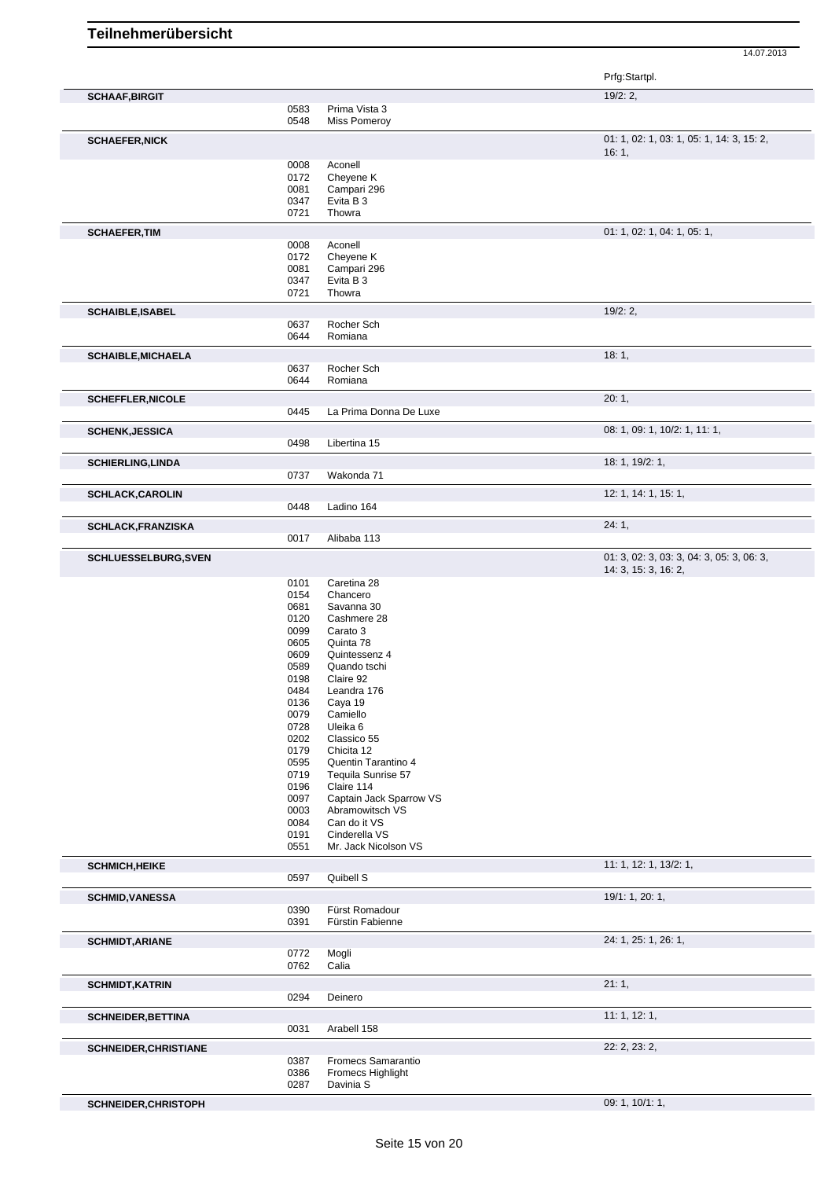# Teilnehmerübersicht

14.07.2013

| Name | Nr. | Pferd | Prfg:Startpl. |
|---|---|---|---|
| **SCHAAF,BIRGIT** | | | 19/2: 2, |
| | 0583 | Prima Vista 3 | |
| | 0548 | Miss Pomeroy | |
| **SCHAEFER,NICK** | | | 01: 1, 02: 1, 03: 1, 05: 1, 14: 3, 15: 2, 16: 1, |
| | 0008 | Aconell | |
| | 0172 | Cheyene K | |
| | 0081 | Campari 296 | |
| | 0347 | Evita B 3 | |
| | 0721 | Thowra | |
| **SCHAEFER,TIM** | | | 01: 1, 02: 1, 04: 1, 05: 1, |
| | 0008 | Aconell | |
| | 0172 | Cheyene K | |
| | 0081 | Campari 296 | |
| | 0347 | Evita B 3 | |
| | 0721 | Thowra | |
| **SCHAIBLE,ISABEL** | | | 19/2: 2, |
| | 0637 | Rocher Sch | |
| | 0644 | Romiana | |
| **SCHAIBLE,MICHAELA** | | | 18: 1, |
| | 0637 | Rocher Sch | |
| | 0644 | Romiana | |
| **SCHEFFLER,NICOLE** | | | 20: 1, |
| | 0445 | La Prima Donna De Luxe | |
| **SCHENK,JESSICA** | | | 08: 1, 09: 1, 10/2: 1, 11: 1, |
| | 0498 | Libertina 15 | |
| **SCHIERLING,LINDA** | | | 18: 1, 19/2: 1, |
| | 0737 | Wakonda 71 | |
| **SCHLACK,CAROLIN** | | | 12: 1, 14: 1, 15: 1, |
| | 0448 | Ladino 164 | |
| **SCHLACK,FRANZISKA** | | | 24: 1, |
| | 0017 | Alibaba 113 | |
| **SCHLUESSELBURG,SVEN** | | | 01: 3, 02: 3, 03: 3, 04: 3, 05: 3, 06: 3, 14: 3, 15: 3, 16: 2, |
| | 0101 | Caretina 28 | |
| | 0154 | Chancero | |
| | 0681 | Savanna 30 | |
| | 0120 | Cashmere 28 | |
| | 0099 | Carato 3 | |
| | 0605 | Quinta 78 | |
| | 0609 | Quintessenz 4 | |
| | 0589 | Quando tschi | |
| | 0198 | Claire 92 | |
| | 0484 | Leandra 176 | |
| | 0136 | Caya 19 | |
| | 0079 | Camiello | |
| | 0728 | Uleika 6 | |
| | 0202 | Classico 55 | |
| | 0179 | Chicita 12 | |
| | 0595 | Quentin Tarantino 4 | |
| | 0719 | Tequila Sunrise 57 | |
| | 0196 | Claire 114 | |
| | 0097 | Captain Jack Sparrow VS | |
| | 0003 | Abramowitsch VS | |
| | 0084 | Can do it VS | |
| | 0191 | Cinderella VS | |
| | 0551 | Mr. Jack Nicolson VS | |
| **SCHMICH,HEIKE** | | | 11: 1, 12: 1, 13/2: 1, |
| | 0597 | Quibell S | |
| **SCHMID,VANESSA** | | | 19/1: 1, 20: 1, |
| | 0390 | Fürst Romadour | |
| | 0391 | Fürstin Fabienne | |
| **SCHMIDT,ARIANE** | | | 24: 1, 25: 1, 26: 1, |
| | 0772 | Mogli | |
| | 0762 | Calia | |
| **SCHMIDT,KATRIN** | | | 21: 1, |
| | 0294 | Deinero | |
| **SCHNEIDER,BETTINA** | | | 11: 1, 12: 1, |
| | 0031 | Arabell 158 | |
| **SCHNEIDER,CHRISTIANE** | | | 22: 2, 23: 2, |
| | 0387 | Fromecs Samarantio | |
| | 0386 | Fromecs Highlight | |
| | 0287 | Davinia S | |
| **SCHNEIDER,CHRISTOPH** | | | 09: 1, 10/1: 1, |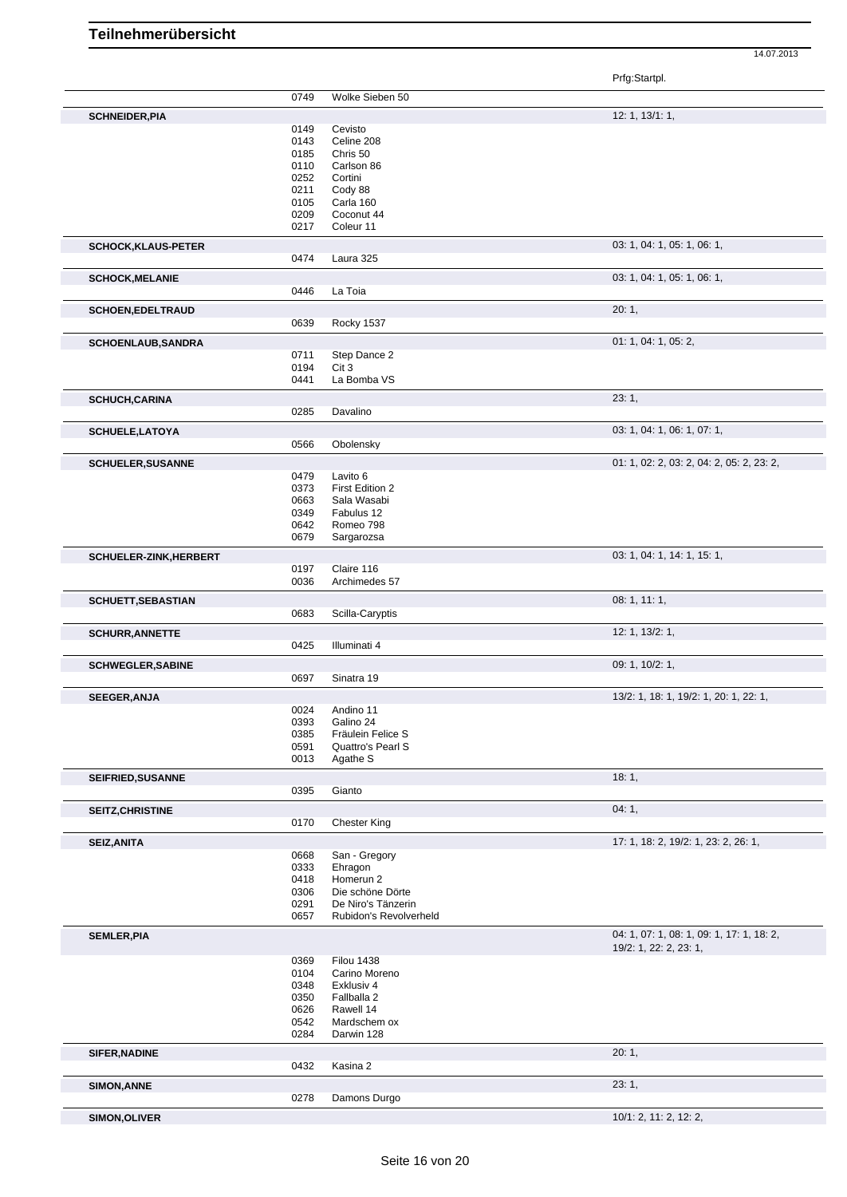# Teilnehmerübersicht

14.07.2013

| Name | Nr. | Pferd | Prfg:Startpl. |
|---|---|---|---|
| | 0749 | Wolke Sieben 50 | |
| **SCHNEIDER,PIA** | | | 12: 1, 13/1: 1, |
| | 0149 | Cevisto | |
| | 0143 | Celine 208 | |
| | 0185 | Chris 50 | |
| | 0110 | Carlson 86 | |
| | 0252 | Cortini | |
| | 0211 | Cody 88 | |
| | 0105 | Carla 160 | |
| | 0209 | Coconut 44 | |
| | 0217 | Coleur 11 | |
| **SCHOCK,KLAUS-PETER** | | | 03: 1, 04: 1, 05: 1, 06: 1, |
| | 0474 | Laura 325 | |
| **SCHOCK,MELANIE** | | | 03: 1, 04: 1, 05: 1, 06: 1, |
| | 0446 | La Toia | |
| **SCHOEN,EDELTRAUD** | | | 20: 1, |
| | 0639 | Rocky 1537 | |
| **SCHOENLAUB,SANDRA** | | | 01: 1, 04: 1, 05: 2, |
| | 0711 | Step Dance 2 | |
| | 0194 | Cit 3 | |
| | 0441 | La Bomba VS | |
| **SCHUCH,CARINA** | | | 23: 1, |
| | 0285 | Davalino | |
| **SCHUELE,LATOYA** | | | 03: 1, 04: 1, 06: 1, 07: 1, |
| | 0566 | Obolensky | |
| **SCHUELER,SUSANNE** | | | 01: 1, 02: 2, 03: 2, 04: 2, 05: 2, 23: 2, |
| | 0479 | Lavito 6 | |
| | 0373 | First Edition 2 | |
| | 0663 | Sala Wasabi | |
| | 0349 | Fabulus 12 | |
| | 0642 | Romeo 798 | |
| | 0679 | Sargarozsa | |
| **SCHUELER-ZINK,HERBERT** | | | 03: 1, 04: 1, 14: 1, 15: 1, |
| | 0197 | Claire 116 | |
| | 0036 | Archimedes 57 | |
| **SCHUETT,SEBASTIAN** | | | 08: 1, 11: 1, |
| | 0683 | Scilla-Caryptis | |
| **SCHURR,ANNETTE** | | | 12: 1, 13/2: 1, |
| | 0425 | Illuminati 4 | |
| **SCHWEGLER,SABINE** | | | 09: 1, 10/2: 1, |
| | 0697 | Sinatra 19 | |
| **SEEGER,ANJA** | | | 13/2: 1, 18: 1, 19/2: 1, 20: 1, 22: 1, |
| | 0024 | Andino 11 | |
| | 0393 | Galino 24 | |
| | 0385 | Fräulein Felice S | |
| | 0591 | Quattro's Pearl S | |
| | 0013 | Agathe S | |
| **SEIFRIED,SUSANNE** | | | 18: 1, |
| | 0395 | Gianto | |
| **SEITZ,CHRISTINE** | | | 04: 1, |
| | 0170 | Chester King | |
| **SEIZ,ANITA** | | | 17: 1, 18: 2, 19/2: 1, 23: 2, 26: 1, |
| | 0668 | San - Gregory | |
| | 0333 | Ehragon | |
| | 0418 | Homerun 2 | |
| | 0306 | Die schöne Dörte | |
| | 0291 | De Niro's Tänzerin | |
| | 0657 | Rubidon's Revolverheld | |
| **SEMLER,PIA** | | | 04: 1, 07: 1, 08: 1, 09: 1, 17: 1, 18: 2, 19/2: 1, 22: 2, 23: 1, |
| | 0369 | Filou 1438 | |
| | 0104 | Carino Moreno | |
| | 0348 | Exklusiv 4 | |
| | 0350 | Fallballa 2 | |
| | 0626 | Rawell 14 | |
| | 0542 | Mardschem ox | |
| | 0284 | Darwin 128 | |
| **SIFER,NADINE** | | | 20: 1, |
| | 0432 | Kasina 2 | |
| **SIMON,ANNE** | | | 23: 1, |
| | 0278 | Damons Durgo | |
| **SIMON,OLIVER** | | | 10/1: 2, 11: 2, 12: 2, |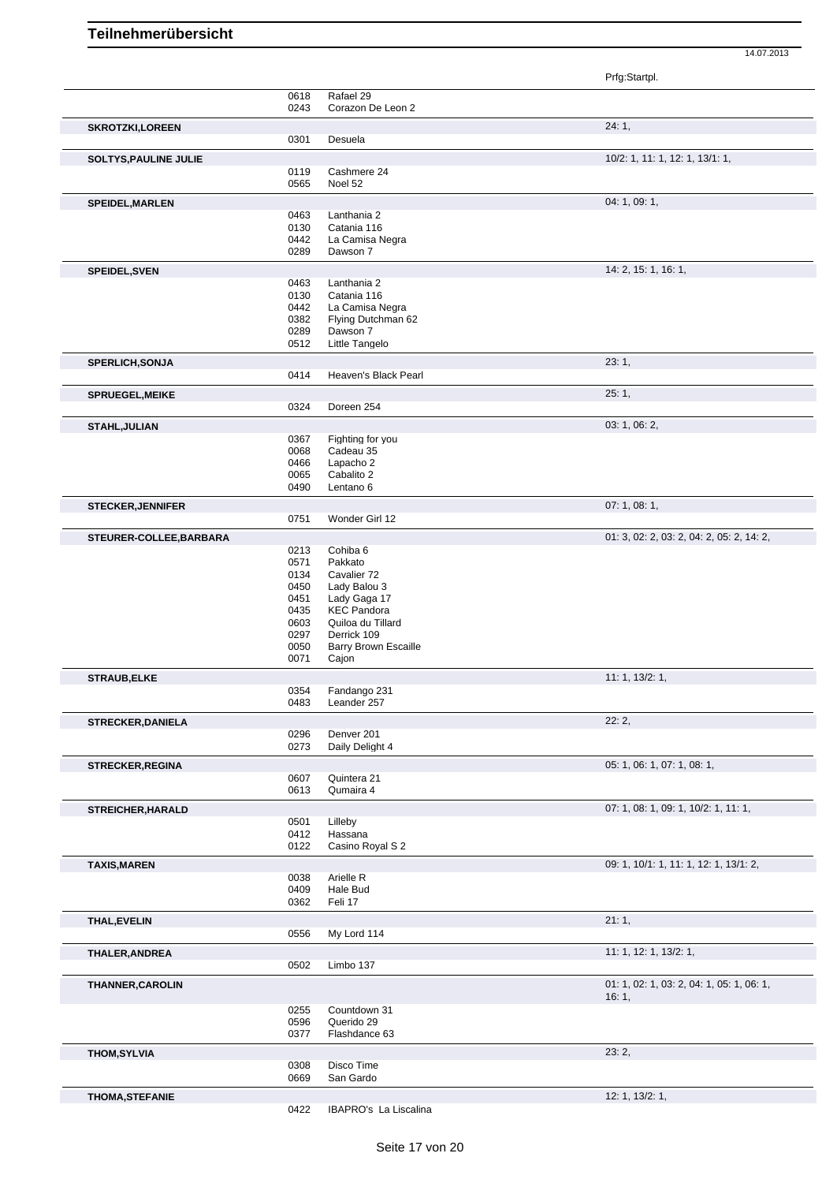# Teilnehmerübersicht

14.07.2013

| | | | Prfg:Startpl. |
|---|---|---|---|
| | 0618 | Rafael 29 | |
| | 0243 | Corazon De Leon 2 | |
| **SKROTZKI,LOREEN** | | | 24: 1, |
| | 0301 | Desuela | |
| **SOLTYS,PAULINE JULIE** | | | 10/2: 1, 11: 1, 12: 1, 13/1: 1, |
| | 0119 | Cashmere 24 | |
| | 0565 | Noel 52 | |
| **SPEIDEL,MARLEN** | | | 04: 1, 09: 1, |
| | 0463 | Lanthania 2 | |
| | 0130 | Catania 116 | |
| | 0442 | La Camisa Negra | |
| | 0289 | Dawson 7 | |
| **SPEIDEL,SVEN** | | | 14: 2, 15: 1, 16: 1, |
| | 0463 | Lanthania 2 | |
| | 0130 | Catania 116 | |
| | 0442 | La Camisa Negra | |
| | 0382 | Flying Dutchman 62 | |
| | 0289 | Dawson 7 | |
| | 0512 | Little Tangelo | |
| **SPERLICH,SONJA** | | | 23: 1, |
| | 0414 | Heaven's Black Pearl | |
| **SPRUEGEL,MEIKE** | | | 25: 1, |
| | 0324 | Doreen 254 | |
| **STAHL,JULIAN** | | | 03: 1, 06: 2, |
| | 0367 | Fighting for you | |
| | 0068 | Cadeau 35 | |
| | 0466 | Lapacho 2 | |
| | 0065 | Cabalito 2 | |
| | 0490 | Lentano 6 | |
| **STECKER,JENNIFER** | | | 07: 1, 08: 1, |
| | 0751 | Wonder Girl 12 | |
| **STEURER-COLLEE,BARBARA** | | | 01: 3, 02: 2, 03: 2, 04: 2, 05: 2, 14: 2, |
| | 0213 | Cohiba 6 | |
| | 0571 | Pakkato | |
| | 0134 | Cavalier 72 | |
| | 0450 | Lady Balou 3 | |
| | 0451 | Lady Gaga 17 | |
| | 0435 | KEC Pandora | |
| | 0603 | Quiloa du Tillard | |
| | 0297 | Derrick 109 | |
| | 0050 | Barry Brown Escaille | |
| | 0071 | Cajon | |
| **STRAUB,ELKE** | | | 11: 1, 13/2: 1, |
| | 0354 | Fandango 231 | |
| | 0483 | Leander 257 | |
| **STRECKER,DANIELA** | | | 22: 2, |
| | 0296 | Denver 201 | |
| | 0273 | Daily Delight 4 | |
| **STRECKER,REGINA** | | | 05: 1, 06: 1, 07: 1, 08: 1, |
| | 0607 | Quintera 21 | |
| | 0613 | Qumaira 4 | |
| **STREICHER,HARALD** | | | 07: 1, 08: 1, 09: 1, 10/2: 1, 11: 1, |
| | 0501 | Lilleby | |
| | 0412 | Hassana | |
| | 0122 | Casino Royal S 2 | |
| **TAXIS,MAREN** | | | 09: 1, 10/1: 1, 11: 1, 12: 1, 13/1: 2, |
| | 0038 | Arielle R | |
| | 0409 | Hale Bud | |
| | 0362 | Feli 17 | |
| **THAL,EVELIN** | | | 21: 1, |
| | 0556 | My Lord 114 | |
| **THALER,ANDREA** | | | 11: 1, 12: 1, 13/2: 1, |
| | 0502 | Limbo 137 | |
| **THANNER,CAROLIN** | | | 01: 1, 02: 1, 03: 2, 04: 1, 05: 1, 06: 1, 16: 1, |
| | 0255 | Countdown 31 | |
| | 0596 | Querido 29 | |
| | 0377 | Flashdance 63 | |
| **THOM,SYLVIA** | | | 23: 2, |
| | 0308 | Disco Time | |
| | 0669 | San Gardo | |
| **THOMA,STEFANIE** | | | 12: 1, 13/2: 1, |
| | 0422 | IBAPRO's La Liscalina | |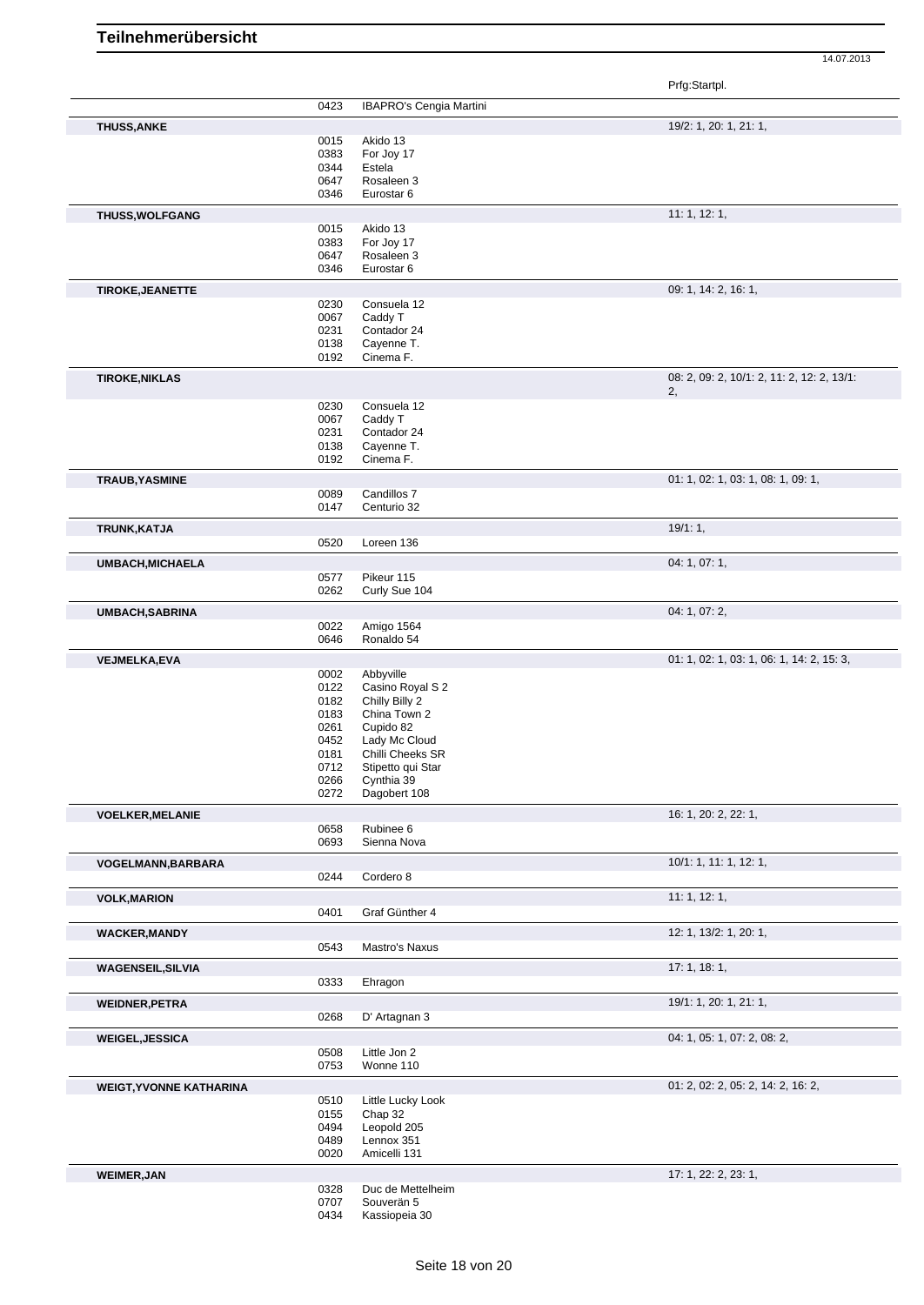# Teilnehmerübersicht

14.07.2013

| Name | Nr. | Pferd | Prfg:Startpl. |
|---|---|---|---|
| | 0423 | IBAPRO's Cengia Martini | |
| **THUSS,ANKE** | | | 19/2: 1, 20: 1, 21: 1, |
| | 0015 | Akido 13 | |
| | 0383 | For Joy 17 | |
| | 0344 | Estela | |
| | 0647 | Rosaleen 3 | |
| | 0346 | Eurostar 6 | |
| **THUSS,WOLFGANG** | | | 11: 1, 12: 1, |
| | 0015 | Akido 13 | |
| | 0383 | For Joy 17 | |
| | 0647 | Rosaleen 3 | |
| | 0346 | Eurostar 6 | |
| **TIROKE,JEANETTE** | | | 09: 1, 14: 2, 16: 1, |
| | 0230 | Consuela 12 | |
| | 0067 | Caddy T | |
| | 0231 | Contador 24 | |
| | 0138 | Cayenne T. | |
| | 0192 | Cinema F. | |
| **TIROKE,NIKLAS** | | | 08: 2, 09: 2, 10/1: 2, 11: 2, 12: 2, 13/1: 2, |
| | 0230 | Consuela 12 | |
| | 0067 | Caddy T | |
| | 0231 | Contador 24 | |
| | 0138 | Cayenne T. | |
| | 0192 | Cinema F. | |
| **TRAUB,YASMINE** | | | 01: 1, 02: 1, 03: 1, 08: 1, 09: 1, |
| | 0089 | Candillos 7 | |
| | 0147 | Centurio 32 | |
| **TRUNK,KATJA** | | | 19/1: 1, |
| | 0520 | Loreen 136 | |
| **UMBACH,MICHAELA** | | | 04: 1, 07: 1, |
| | 0577 | Pikeur 115 | |
| | 0262 | Curly Sue 104 | |
| **UMBACH,SABRINA** | | | 04: 1, 07: 2, |
| | 0022 | Amigo 1564 | |
| | 0646 | Ronaldo 54 | |
| **VEJMELKA,EVA** | | | 01: 1, 02: 1, 03: 1, 06: 1, 14: 2, 15: 3, |
| | 0002 | Abbyville | |
| | 0122 | Casino Royal S 2 | |
| | 0182 | Chilly Billy 2 | |
| | 0183 | China Town 2 | |
| | 0261 | Cupido 82 | |
| | 0452 | Lady Mc Cloud | |
| | 0181 | Chilli Cheeks SR | |
| | 0712 | Stipetto qui Star | |
| | 0266 | Cynthia 39 | |
| | 0272 | Dagobert 108 | |
| **VOELKER,MELANIE** | | | 16: 1, 20: 2, 22: 1, |
| | 0658 | Rubinee 6 | |
| | 0693 | Sienna Nova | |
| **VOGELMANN,BARBARA** | | | 10/1: 1, 11: 1, 12: 1, |
| | 0244 | Cordero 8 | |
| **VOLK,MARION** | | | 11: 1, 12: 1, |
| | 0401 | Graf Günther 4 | |
| **WACKER,MANDY** | | | 12: 1, 13/2: 1, 20: 1, |
| | 0543 | Mastro's Naxus | |
| **WAGENSEIL,SILVIA** | | | 17: 1, 18: 1, |
| | 0333 | Ehragon | |
| **WEIDNER,PETRA** | | | 19/1: 1, 20: 1, 21: 1, |
| | 0268 | D' Artagnan 3 | |
| **WEIGEL,JESSICA** | | | 04: 1, 05: 1, 07: 2, 08: 2, |
| | 0508 | Little Jon 2 | |
| | 0753 | Wonne 110 | |
| **WEIGT,YVONNE KATHARINA** | | | 01: 2, 02: 2, 05: 2, 14: 2, 16: 2, |
| | 0510 | Little Lucky Look | |
| | 0155 | Chap 32 | |
| | 0494 | Leopold 205 | |
| | 0489 | Lennox 351 | |
| | 0020 | Amicelli 131 | |
| **WEIMER,JAN** | | | 17: 1, 22: 2, 23: 1, |
| | 0328 | Duc de Mettelheim | |
| | 0707 | Souverän 5 | |
| | 0434 | Kassiopeia 30 | |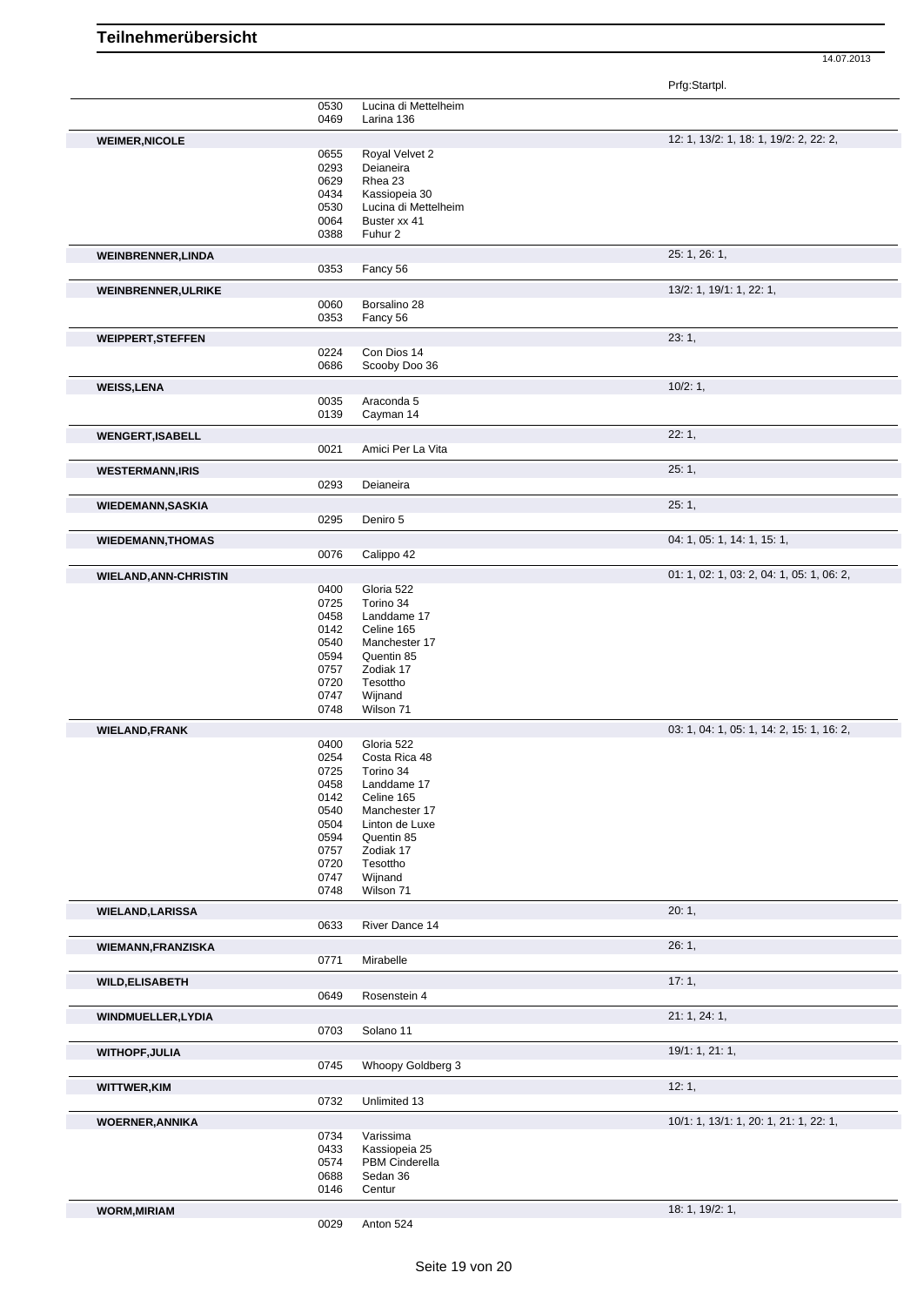# Teilnehmerübersicht

14.07.2013

| Name | Nr. | Pferd | Prfg:Startpl. |
|---|---|---|---|
| | 0530 | Lucina di Mettelheim | |
| | 0469 | Larina 136 | |
| **WEIMER,NICOLE** | | | 12: 1, 13/2: 1, 18: 1, 19/2: 2, 22: 2, |
| | 0655 | Royal Velvet 2 | |
| | 0293 | Deianeira | |
| | 0629 | Rhea 23 | |
| | 0434 | Kassiopeia 30 | |
| | 0530 | Lucina di Mettelheim | |
| | 0064 | Buster xx 41 | |
| | 0388 | Fuhur 2 | |
| **WEINBRENNER,LINDA** | | | 25: 1, 26: 1, |
| | 0353 | Fancy 56 | |
| **WEINBRENNER,ULRIKE** | | | 13/2: 1, 19/1: 1, 22: 1, |
| | 0060 | Borsalino 28 | |
| | 0353 | Fancy 56 | |
| **WEIPPERT,STEFFEN** | | | 23: 1, |
| | 0224 | Con Dios 14 | |
| | 0686 | Scooby Doo 36 | |
| **WEISS,LENA** | | | 10/2: 1, |
| | 0035 | Araconda 5 | |
| | 0139 | Cayman 14 | |
| **WENGERT,ISABELL** | | | 22: 1, |
| | 0021 | Amici Per La Vita | |
| **WESTERMANN,IRIS** | | | 25: 1, |
| | 0293 | Deianeira | |
| **WIEDEMANN,SASKIA** | | | 25: 1, |
| | 0295 | Deniro 5 | |
| **WIEDEMANN,THOMAS** | | | 04: 1, 05: 1, 14: 1, 15: 1, |
| | 0076 | Calippo 42 | |
| **WIELAND,ANN-CHRISTIN** | | | 01: 1, 02: 1, 03: 2, 04: 1, 05: 1, 06: 2, |
| | 0400 | Gloria 522 | |
| | 0725 | Torino 34 | |
| | 0458 | Landdame 17 | |
| | 0142 | Celine 165 | |
| | 0540 | Manchester 17 | |
| | 0594 | Quentin 85 | |
| | 0757 | Zodiak 17 | |
| | 0720 | Tesottho | |
| | 0747 | Wijnand | |
| | 0748 | Wilson 71 | |
| **WIELAND,FRANK** | | | 03: 1, 04: 1, 05: 1, 14: 2, 15: 1, 16: 2, |
| | 0400 | Gloria 522 | |
| | 0254 | Costa Rica 48 | |
| | 0725 | Torino 34 | |
| | 0458 | Landdame 17 | |
| | 0142 | Celine 165 | |
| | 0540 | Manchester 17 | |
| | 0504 | Linton de Luxe | |
| | 0594 | Quentin 85 | |
| | 0757 | Zodiak 17 | |
| | 0720 | Tesottho | |
| | 0747 | Wijnand | |
| | 0748 | Wilson 71 | |
| **WIELAND,LARISSA** | | | 20: 1, |
| | 0633 | River Dance 14 | |
| **WIEMANN,FRANZISKA** | | | 26: 1, |
| | 0771 | Mirabelle | |
| **WILD,ELISABETH** | | | 17: 1, |
| | 0649 | Rosenstein 4 | |
| **WINDMUELLER,LYDIA** | | | 21: 1, 24: 1, |
| | 0703 | Solano 11 | |
| **WITHOPF,JULIA** | | | 19/1: 1, 21: 1, |
| | 0745 | Whoopy Goldberg 3 | |
| **WITTWER,KIM** | | | 12: 1, |
| | 0732 | Unlimited 13 | |
| **WOERNER,ANNIKA** | | | 10/1: 1, 13/1: 1, 20: 1, 21: 1, 22: 1, |
| | 0734 | Varissima | |
| | 0433 | Kassiopeia 25 | |
| | 0574 | PBM Cinderella | |
| | 0688 | Sedan 36 | |
| | 0146 | Centur | |
| **WORM,MIRIAM** | | | 18: 1, 19/2: 1, |
| | 0029 | Anton 524 | |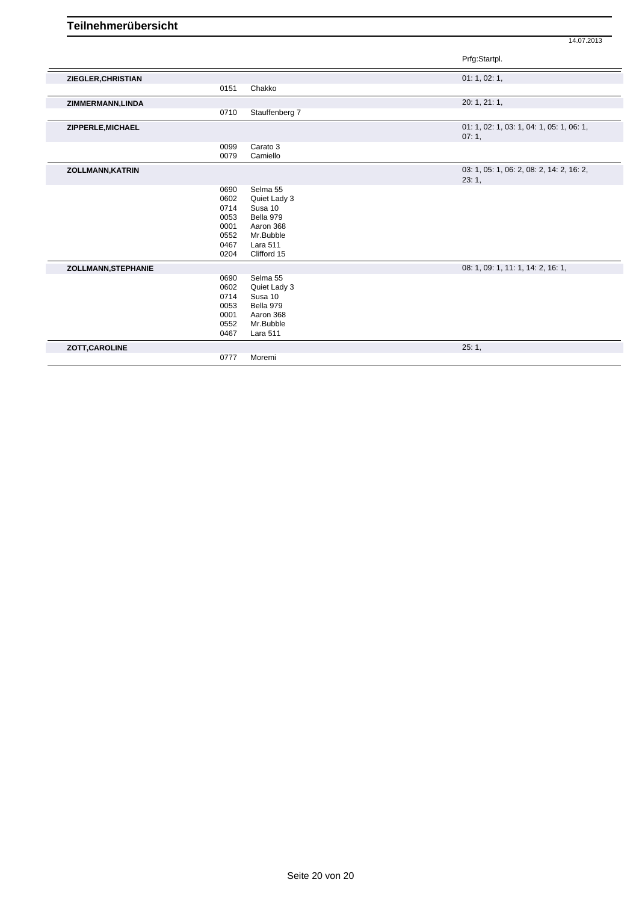# Teilnehmerübersicht

14.07.2013

| | | | Prfg:Startpl. |
|---|---|---|---|
| **ZIEGLER,CHRISTIAN** | | | 01: 1, 02: 1, |
| | 0151 | Chakko | |
| **ZIMMERMANN,LINDA** | | | 20: 1, 21: 1, |
| | 0710 | Stauffenberg 7 | |
| **ZIPPERLE,MICHAEL** | | | 01: 1, 02: 1, 03: 1, 04: 1, 05: 1, 06: 1, 07: 1, |
| | 0099 | Carato 3 | |
| | 0079 | Camiello | |
| **ZOLLMANN,KATRIN** | | | 03: 1, 05: 1, 06: 2, 08: 2, 14: 2, 16: 2, 23: 1, |
| | 0690 | Selma 55 | |
| | 0602 | Quiet Lady 3 | |
| | 0714 | Susa 10 | |
| | 0053 | Bella 979 | |
| | 0001 | Aaron 368 | |
| | 0552 | Mr.Bubble | |
| | 0467 | Lara 511 | |
| | 0204 | Clifford 15 | |
| **ZOLLMANN,STEPHANIE** | | | 08: 1, 09: 1, 11: 1, 14: 2, 16: 1, |
| | 0690 | Selma 55 | |
| | 0602 | Quiet Lady 3 | |
| | 0714 | Susa 10 | |
| | 0053 | Bella 979 | |
| | 0001 | Aaron 368 | |
| | 0552 | Mr.Bubble | |
| | 0467 | Lara 511 | |
| **ZOTT,CAROLINE** | | | 25: 1, |
| | 0777 | Moremi | |